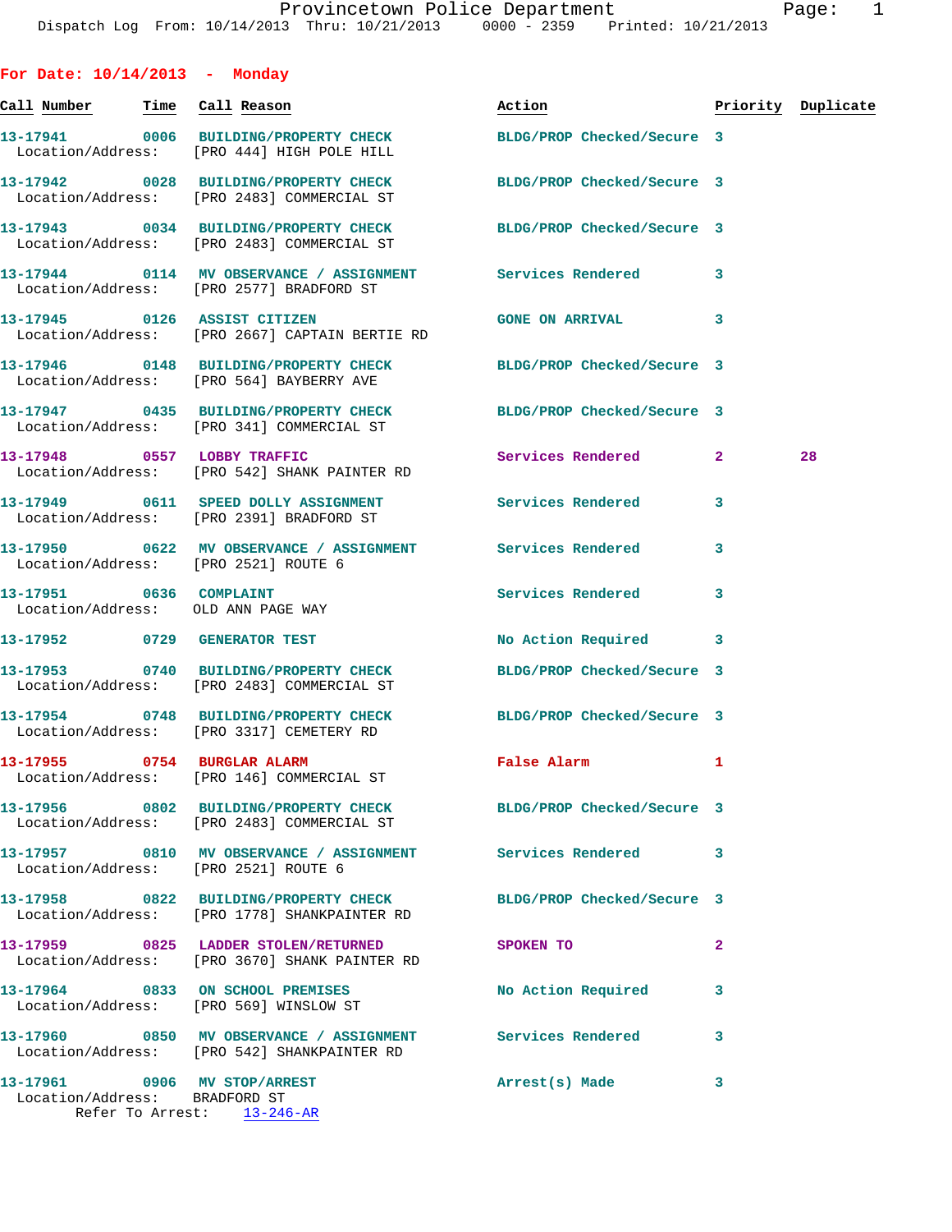Dispatch Log From: 10/14/2013 Thru: 10/21/2013 0000 - 2359 Printed: 10/21/2013

## For Date: 10/14/2013 - Monday

| Call Number | Time | Call Reason | Action | Priority | Duplicate |
|---|---|---|---|---|---|
| 13-17941 | 0006 | BUILDING/PROPERTY CHECK | BLDG/PROP Checked/Secure | 3 | |
| Location/Address: [PRO 444] HIGH POLE HILL | | | | | |
| 13-17942 | 0028 | BUILDING/PROPERTY CHECK | BLDG/PROP Checked/Secure | 3 | |
| Location/Address: [PRO 2483] COMMERCIAL ST | | | | | |
| 13-17943 | 0034 | BUILDING/PROPERTY CHECK | BLDG/PROP Checked/Secure | 3 | |
| Location/Address: [PRO 2483] COMMERCIAL ST | | | | | |
| 13-17944 | 0114 | MV OBSERVANCE / ASSIGNMENT | Services Rendered | 3 | |
| Location/Address: [PRO 2577] BRADFORD ST | | | | | |
| 13-17945 | 0126 | ASSIST CITIZEN | GONE ON ARRIVAL | 3 | |
| Location/Address: [PRO 2667] CAPTAIN BERTIE RD | | | | | |
| 13-17946 | 0148 | BUILDING/PROPERTY CHECK | BLDG/PROP Checked/Secure | 3 | |
| Location/Address: [PRO 564] BAYBERRY AVE | | | | | |
| 13-17947 | 0435 | BUILDING/PROPERTY CHECK | BLDG/PROP Checked/Secure | 3 | |
| Location/Address: [PRO 341] COMMERCIAL ST | | | | | |
| 13-17948 | 0557 | LOBBY TRAFFIC | Services Rendered | 2 | 28 |
| Location/Address: [PRO 542] SHANK PAINTER RD | | | | | |
| 13-17949 | 0611 | SPEED DOLLY ASSIGNMENT | Services Rendered | 3 | |
| Location/Address: [PRO 2391] BRADFORD ST | | | | | |
| 13-17950 | 0622 | MV OBSERVANCE / ASSIGNMENT | Services Rendered | 3 | |
| Location/Address: [PRO 2521] ROUTE 6 | | | | | |
| 13-17951 | 0636 | COMPLAINT | Services Rendered | 3 | |
| Location/Address: OLD ANN PAGE WAY | | | | | |
| 13-17952 | 0729 | GENERATOR TEST | No Action Required | 3 | |
| 13-17953 | 0740 | BUILDING/PROPERTY CHECK | BLDG/PROP Checked/Secure | 3 | |
| Location/Address: [PRO 2483] COMMERCIAL ST | | | | | |
| 13-17954 | 0748 | BUILDING/PROPERTY CHECK | BLDG/PROP Checked/Secure | 3 | |
| Location/Address: [PRO 3317] CEMETERY RD | | | | | |
| 13-17955 | 0754 | BURGLAR ALARM | False Alarm | 1 | |
| Location/Address: [PRO 146] COMMERCIAL ST | | | | | |
| 13-17956 | 0802 | BUILDING/PROPERTY CHECK | BLDG/PROP Checked/Secure | 3 | |
| Location/Address: [PRO 2483] COMMERCIAL ST | | | | | |
| 13-17957 | 0810 | MV OBSERVANCE / ASSIGNMENT | Services Rendered | 3 | |
| Location/Address: [PRO 2521] ROUTE 6 | | | | | |
| 13-17958 | 0822 | BUILDING/PROPERTY CHECK | BLDG/PROP Checked/Secure | 3 | |
| Location/Address: [PRO 1778] SHANKPAINTER RD | | | | | |
| 13-17959 | 0825 | LADDER STOLEN/RETURNED | SPOKEN TO | 2 | |
| Location/Address: [PRO 3670] SHANK PAINTER RD | | | | | |
| 13-17964 | 0833 | ON SCHOOL PREMISES | No Action Required | 3 | |
| Location/Address: [PRO 569] WINSLOW ST | | | | | |
| 13-17960 | 0850 | MV OBSERVANCE / ASSIGNMENT | Services Rendered | 3 | |
| Location/Address: [PRO 542] SHANKPAINTER RD | | | | | |
| 13-17961 | 0906 | MV STOP/ARREST | Arrest(s) Made | 3 | |
| Location/Address: BRADFORD ST | | | | | |
| Refer To Arrest: 13-246-AR | | | | | |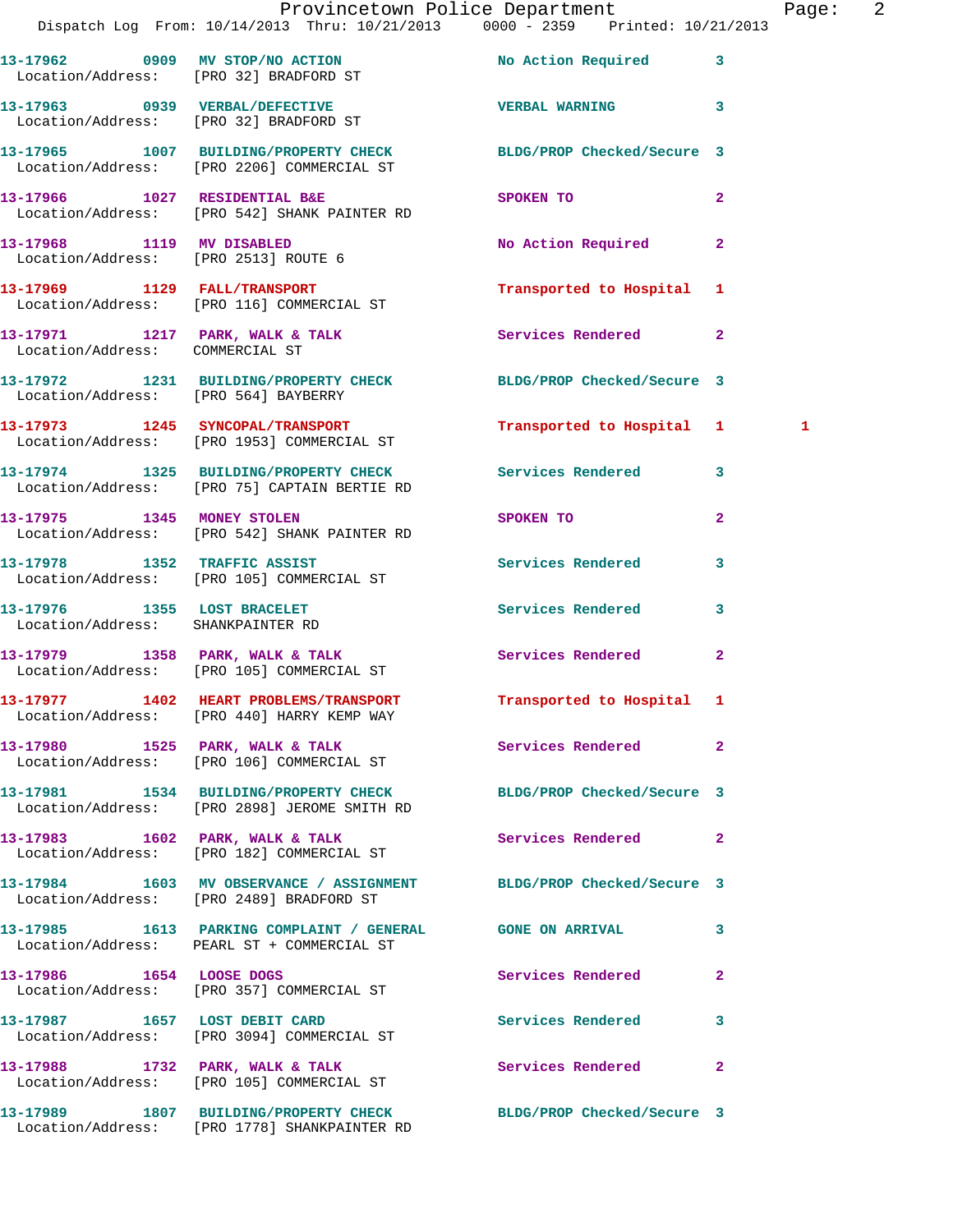13-17962 0909 MV STOP/NO ACTION No Action Required 3
Location/Address: [PRO 32] BRADFORD ST

13-17963 0939 VERBAL/DEFECTIVE VERBAL WARNING 3
Location/Address: [PRO 32] BRADFORD ST

13-17965 1007 BUILDING/PROPERTY CHECK BLDG/PROP Checked/Secure 3
Location/Address: [PRO 2206] COMMERCIAL ST

13-17966 1027 RESIDENTIAL B&E SPOKEN TO 2
Location/Address: [PRO 542] SHANK PAINTER RD

13-17968 1119 MV DISABLED No Action Required 2
Location/Address: [PRO 2513] ROUTE 6

13-17969 1129 FALL/TRANSPORT Transported to Hospital 1
Location/Address: [PRO 116] COMMERCIAL ST

13-17971 1217 PARK, WALK & TALK Services Rendered 2
Location/Address: COMMERCIAL ST

13-17972 1231 BUILDING/PROPERTY CHECK BLDG/PROP Checked/Secure 3
Location/Address: [PRO 564] BAYBERRY

13-17973 1245 SYNCOPAL/TRANSPORT Transported to Hospital 1 1
Location/Address: [PRO 1953] COMMERCIAL ST

13-17974 1325 BUILDING/PROPERTY CHECK Services Rendered 3
Location/Address: [PRO 75] CAPTAIN BERTIE RD

13-17975 1345 MONEY STOLEN SPOKEN TO 2
Location/Address: [PRO 542] SHANK PAINTER RD

13-17978 1352 TRAFFIC ASSIST Services Rendered 3
Location/Address: [PRO 105] COMMERCIAL ST

13-17976 1355 LOST BRACELET Services Rendered 3
Location/Address: SHANKPAINTER RD

13-17979 1358 PARK, WALK & TALK Services Rendered 2
Location/Address: [PRO 105] COMMERCIAL ST

13-17977 1402 HEART PROBLEMS/TRANSPORT Transported to Hospital 1
Location/Address: [PRO 440] HARRY KEMP WAY

13-17980 1525 PARK, WALK & TALK Services Rendered 2
Location/Address: [PRO 106] COMMERCIAL ST

13-17981 1534 BUILDING/PROPERTY CHECK BLDG/PROP Checked/Secure 3
Location/Address: [PRO 2898] JEROME SMITH RD

13-17983 1602 PARK, WALK & TALK Services Rendered 2
Location/Address: [PRO 182] COMMERCIAL ST

13-17984 1603 MV OBSERVANCE / ASSIGNMENT BLDG/PROP Checked/Secure 3
Location/Address: [PRO 2489] BRADFORD ST

13-17985 1613 PARKING COMPLAINT / GENERAL GONE ON ARRIVAL 3
Location/Address: PEARL ST + COMMERCIAL ST

13-17986 1654 LOOSE DOGS Services Rendered 2
Location/Address: [PRO 357] COMMERCIAL ST

13-17987 1657 LOST DEBIT CARD Services Rendered 3
Location/Address: [PRO 3094] COMMERCIAL ST

13-17988 1732 PARK, WALK & TALK Services Rendered 2
Location/Address: [PRO 105] COMMERCIAL ST

13-17989 1807 BUILDING/PROPERTY CHECK BLDG/PROP Checked/Secure 3
Location/Address: [PRO 1778] SHANKPAINTER RD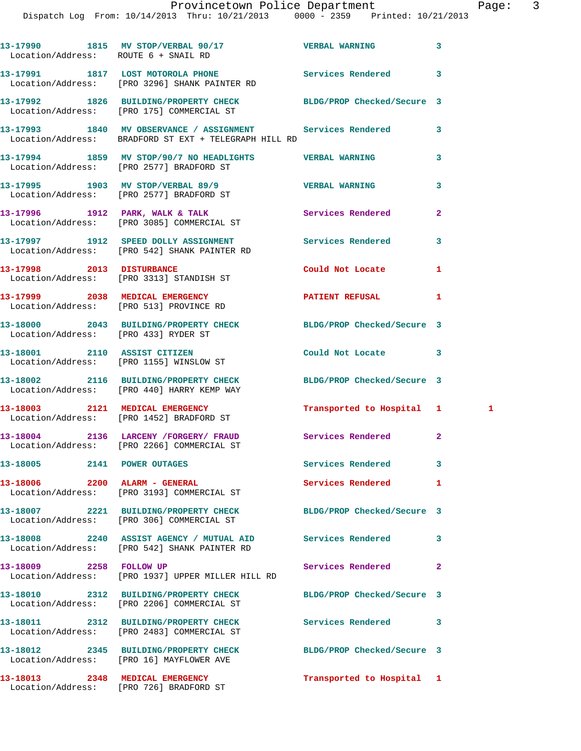| Call Number | Time | Call Reason | Action | Priority | |
|---|---|---|---|---|---|
| 13-17990 | 1815 | MV STOP/VERBAL 90/17 | VERBAL WARNING | 3 | |
| Location/Address: ROUTE 6 + SNAIL RD | | | | | |
| 13-17991 | 1817 | LOST MOTOROLA PHONE | Services Rendered | 3 | |
| Location/Address: [PRO 3296] SHANK PAINTER RD | | | | | |
| 13-17992 | 1826 | BUILDING/PROPERTY CHECK | BLDG/PROP Checked/Secure | 3 | |
| Location/Address: [PRO 175] COMMERCIAL ST | | | | | |
| 13-17993 | 1840 | MV OBSERVANCE / ASSIGNMENT | Services Rendered | 3 | |
| Location/Address: BRADFORD ST EXT + TELEGRAPH HILL RD | | | | | |
| 13-17994 | 1859 | MV STOP/90/7 NO HEADLIGHTS | VERBAL WARNING | 3 | |
| Location/Address: [PRO 2577] BRADFORD ST | | | | | |
| 13-17995 | 1903 | MV STOP/VERBAL 89/9 | VERBAL WARNING | 3 | |
| Location/Address: [PRO 2577] BRADFORD ST | | | | | |
| 13-17996 | 1912 | PARK, WALK & TALK | Services Rendered | 2 | |
| Location/Address: [PRO 3085] COMMERCIAL ST | | | | | |
| 13-17997 | 1912 | SPEED DOLLY ASSIGNMENT | Services Rendered | 3 | |
| Location/Address: [PRO 542] SHANK PAINTER RD | | | | | |
| 13-17998 | 2013 | DISTURBANCE | Could Not Locate | 1 | |
| Location/Address: [PRO 3313] STANDISH ST | | | | | |
| 13-17999 | 2038 | MEDICAL EMERGENCY | PATIENT REFUSAL | 1 | |
| Location/Address: [PRO 513] PROVINCE RD | | | | | |
| 13-18000 | 2043 | BUILDING/PROPERTY CHECK | BLDG/PROP Checked/Secure | 3 | |
| Location/Address: [PRO 433] RYDER ST | | | | | |
| 13-18001 | 2110 | ASSIST CITIZEN | Could Not Locate | 3 | |
| Location/Address: [PRO 1155] WINSLOW ST | | | | | |
| 13-18002 | 2116 | BUILDING/PROPERTY CHECK | BLDG/PROP Checked/Secure | 3 | |
| Location/Address: [PRO 440] HARRY KEMP WAY | | | | | |
| 13-18003 | 2121 | MEDICAL EMERGENCY | Transported to Hospital | 1 | 1 |
| Location/Address: [PRO 1452] BRADFORD ST | | | | | |
| 13-18004 | 2136 | LARCENY /FORGERY/ FRAUD | Services Rendered | 2 | |
| Location/Address: [PRO 2266] COMMERCIAL ST | | | | | |
| 13-18005 | 2141 | POWER OUTAGES | Services Rendered | 3 | |
| 13-18006 | 2200 | ALARM - GENERAL | Services Rendered | 1 | |
| Location/Address: [PRO 3193] COMMERCIAL ST | | | | | |
| 13-18007 | 2221 | BUILDING/PROPERTY CHECK | BLDG/PROP Checked/Secure | 3 | |
| Location/Address: [PRO 306] COMMERCIAL ST | | | | | |
| 13-18008 | 2240 | ASSIST AGENCY / MUTUAL AID | Services Rendered | 3 | |
| Location/Address: [PRO 542] SHANK PAINTER RD | | | | | |
| 13-18009 | 2258 | FOLLOW UP | Services Rendered | 2 | |
| Location/Address: [PRO 1937] UPPER MILLER HILL RD | | | | | |
| 13-18010 | 2312 | BUILDING/PROPERTY CHECK | BLDG/PROP Checked/Secure | 3 | |
| Location/Address: [PRO 2206] COMMERCIAL ST | | | | | |
| 13-18011 | 2312 | BUILDING/PROPERTY CHECK | Services Rendered | 3 | |
| Location/Address: [PRO 2483] COMMERCIAL ST | | | | | |
| 13-18012 | 2345 | BUILDING/PROPERTY CHECK | BLDG/PROP Checked/Secure | 3 | |
| Location/Address: [PRO 16] MAYFLOWER AVE | | | | | |
| 13-18013 | 2348 | MEDICAL EMERGENCY | Transported to Hospital | 1 | |
| Location/Address: [PRO 726] BRADFORD ST | | | | | |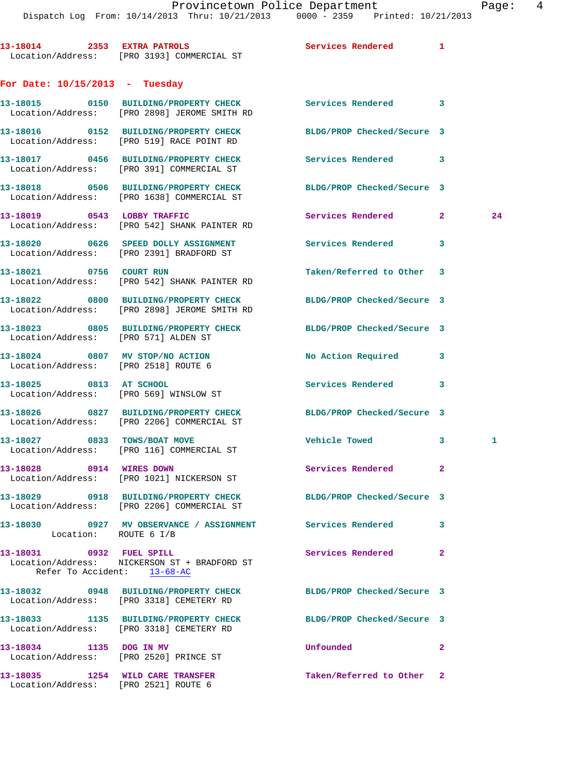13-18014 2353 EXTRA PATROLS Services Rendered 1
Location/Address: [PRO 3193] COMMERCIAL ST

## For Date: 10/15/2013 - Tuesday

13-18015 0150 BUILDING/PROPERTY CHECK Services Rendered 3
Location/Address: [PRO 2898] JEROME SMITH RD

13-18016 0152 BUILDING/PROPERTY CHECK BLDG/PROP Checked/Secure 3
Location/Address: [PRO 519] RACE POINT RD

13-18017 0456 BUILDING/PROPERTY CHECK Services Rendered 3
Location/Address: [PRO 391] COMMERCIAL ST

13-18018 0506 BUILDING/PROPERTY CHECK BLDG/PROP Checked/Secure 3
Location/Address: [PRO 1638] COMMERCIAL ST

13-18019 0543 LOBBY TRAFFIC Services Rendered 2 24
Location/Address: [PRO 542] SHANK PAINTER RD

13-18020 0626 SPEED DOLLY ASSIGNMENT Services Rendered 3
Location/Address: [PRO 2391] BRADFORD ST

13-18021 0756 COURT RUN Taken/Referred to Other 3
Location/Address: [PRO 542] SHANK PAINTER RD

13-18022 0800 BUILDING/PROPERTY CHECK BLDG/PROP Checked/Secure 3
Location/Address: [PRO 2898] JEROME SMITH RD

13-18023 0805 BUILDING/PROPERTY CHECK BLDG/PROP Checked/Secure 3
Location/Address: [PRO 571] ALDEN ST

13-18024 0807 MV STOP/NO ACTION No Action Required 3
Location/Address: [PRO 2518] ROUTE 6

13-18025 0813 AT SCHOOL Services Rendered 3
Location/Address: [PRO 569] WINSLOW ST

13-18026 0827 BUILDING/PROPERTY CHECK BLDG/PROP Checked/Secure 3
Location/Address: [PRO 2206] COMMERCIAL ST

13-18027 0833 TOWS/BOAT MOVE Vehicle Towed 3 1
Location/Address: [PRO 116] COMMERCIAL ST

13-18028 0914 WIRES DOWN Services Rendered 2
Location/Address: [PRO 1021] NICKERSON ST

13-18029 0918 BUILDING/PROPERTY CHECK BLDG/PROP Checked/Secure 3
Location/Address: [PRO 2206] COMMERCIAL ST

13-18030 0927 MV OBSERVANCE / ASSIGNMENT Services Rendered 3
Location: ROUTE 6 I/B

13-18031 0932 FUEL SPILL Services Rendered 2
Location/Address: NICKERSON ST + BRADFORD ST
Refer To Accident: 13-68-AC

13-18032 0948 BUILDING/PROPERTY CHECK BLDG/PROP Checked/Secure 3
Location/Address: [PRO 3318] CEMETERY RD

13-18033 1135 BUILDING/PROPERTY CHECK BLDG/PROP Checked/Secure 3
Location/Address: [PRO 3318] CEMETERY RD

13-18034 1135 DOG IN MV Unfounded 2
Location/Address: [PRO 2520] PRINCE ST

13-18035 1254 WILD CARE TRANSFER Taken/Referred to Other 2
Location/Address: [PRO 2521] ROUTE 6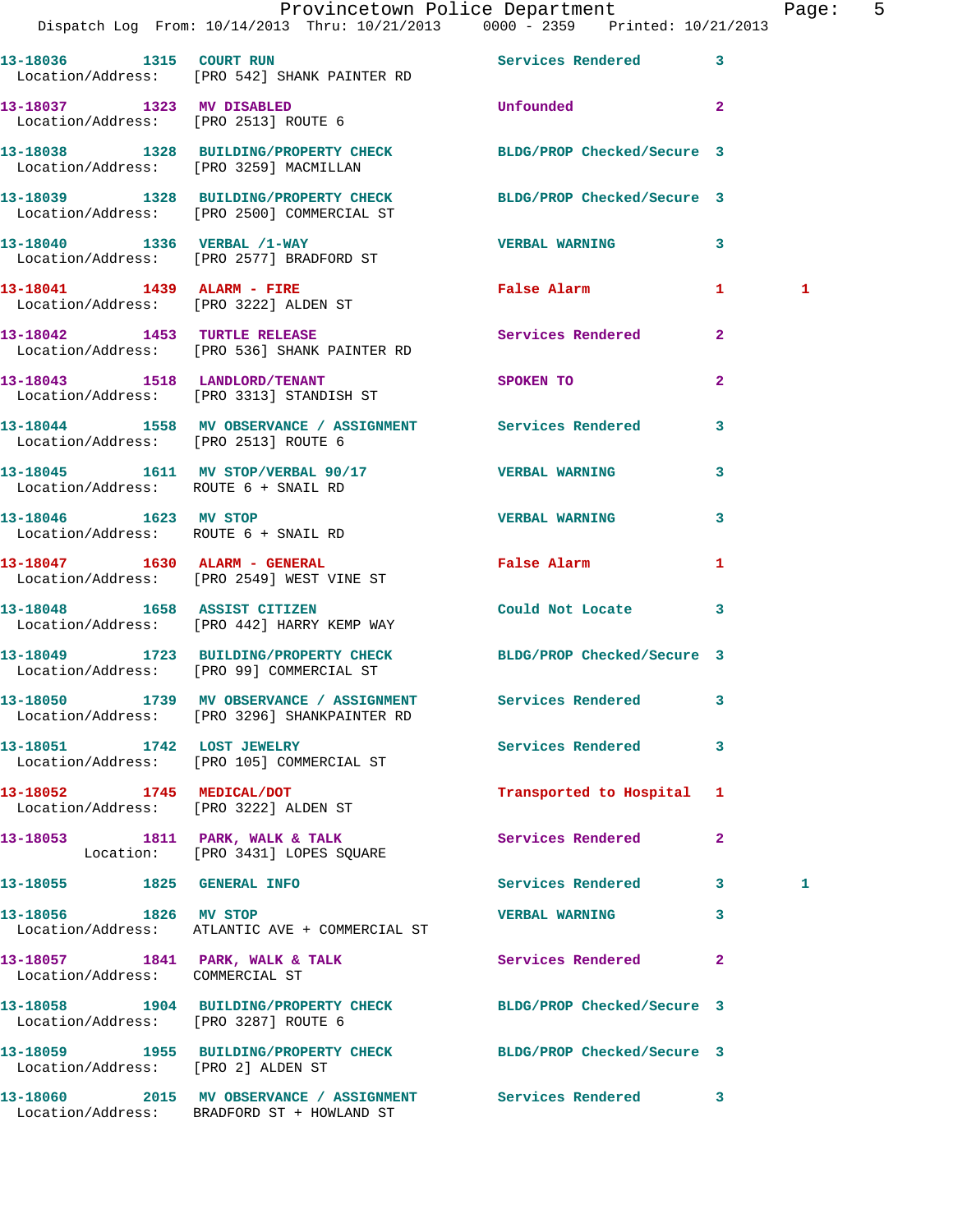13-18036 1315 COURT RUN Services Rendered 3
Location/Address: [PRO 542] SHANK PAINTER RD

13-18037 1323 MV DISABLED Unfounded 2
Location/Address: [PRO 2513] ROUTE 6

13-18038 1328 BUILDING/PROPERTY CHECK BLDG/PROP Checked/Secure 3
Location/Address: [PRO 3259] MACMILLAN

13-18039 1328 BUILDING/PROPERTY CHECK BLDG/PROP Checked/Secure 3
Location/Address: [PRO 2500] COMMERCIAL ST

13-18040 1336 VERBAL /1-WAY VERBAL WARNING 3
Location/Address: [PRO 2577] BRADFORD ST

13-18041 1439 ALARM - FIRE False Alarm 1 1
Location/Address: [PRO 3222] ALDEN ST

13-18042 1453 TURTLE RELEASE Services Rendered 2
Location/Address: [PRO 536] SHANK PAINTER RD

13-18043 1518 LANDLORD/TENANT SPOKEN TO 2
Location/Address: [PRO 3313] STANDISH ST

13-18044 1558 MV OBSERVANCE / ASSIGNMENT Services Rendered 3
Location/Address: [PRO 2513] ROUTE 6

13-18045 1611 MV STOP/VERBAL 90/17 VERBAL WARNING 3
Location/Address: ROUTE 6 + SNAIL RD

13-18046 1623 MV STOP VERBAL WARNING 3
Location/Address: ROUTE 6 + SNAIL RD

13-18047 1630 ALARM - GENERAL False Alarm 1
Location/Address: [PRO 2549] WEST VINE ST

13-18048 1658 ASSIST CITIZEN Could Not Locate 3
Location/Address: [PRO 442] HARRY KEMP WAY

13-18049 1723 BUILDING/PROPERTY CHECK BLDG/PROP Checked/Secure 3
Location/Address: [PRO 99] COMMERCIAL ST

13-18050 1739 MV OBSERVANCE / ASSIGNMENT Services Rendered 3
Location/Address: [PRO 3296] SHANKPAINTER RD

13-18051 1742 LOST JEWELRY Services Rendered 3
Location/Address: [PRO 105] COMMERCIAL ST

13-18052 1745 MEDICAL/DOT Transported to Hospital 1
Location/Address: [PRO 3222] ALDEN ST

13-18053 1811 PARK, WALK & TALK Services Rendered 2
Location: [PRO 3431] LOPES SQUARE

13-18055 1825 GENERAL INFO Services Rendered 3 1

13-18056 1826 MV STOP VERBAL WARNING 3
Location/Address: ATLANTIC AVE + COMMERCIAL ST

13-18057 1841 PARK, WALK & TALK Services Rendered 2
Location/Address: COMMERCIAL ST

13-18058 1904 BUILDING/PROPERTY CHECK BLDG/PROP Checked/Secure 3
Location/Address: [PRO 3287] ROUTE 6

13-18059 1955 BUILDING/PROPERTY CHECK BLDG/PROP Checked/Secure 3
Location/Address: [PRO 2] ALDEN ST

13-18060 2015 MV OBSERVANCE / ASSIGNMENT Services Rendered 3
Location/Address: BRADFORD ST + HOWLAND ST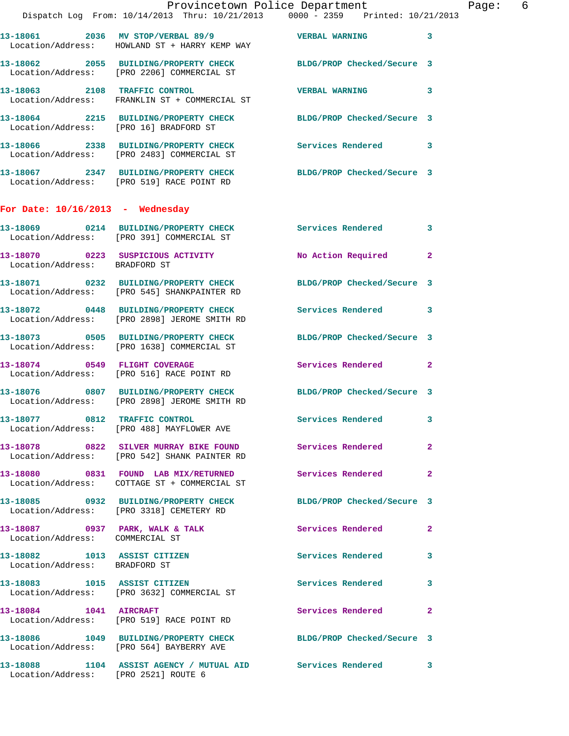13-18061 2036 MV STOP/VERBAL 89/9 VERBAL WARNING 3
Location/Address: HOWLAND ST + HARRY KEMP WAY

13-18062 2055 BUILDING/PROPERTY CHECK BLDG/PROP Checked/Secure 3
Location/Address: [PRO 2206] COMMERCIAL ST

13-18063 2108 TRAFFIC CONTROL VERBAL WARNING 3
Location/Address: FRANKLIN ST + COMMERCIAL ST

13-18064 2215 BUILDING/PROPERTY CHECK BLDG/PROP Checked/Secure 3
Location/Address: [PRO 16] BRADFORD ST

13-18066 2338 BUILDING/PROPERTY CHECK Services Rendered 3
Location/Address: [PRO 2483] COMMERCIAL ST

13-18067 2347 BUILDING/PROPERTY CHECK BLDG/PROP Checked/Secure 3
Location/Address: [PRO 519] RACE POINT RD

**For Date: 10/16/2013 - Wednesday**

13-18069 0214 BUILDING/PROPERTY CHECK Services Rendered 3
Location/Address: [PRO 391] COMMERCIAL ST

13-18070 0223 SUSPICIOUS ACTIVITY No Action Required 2
Location/Address: BRADFORD ST

13-18071 0232 BUILDING/PROPERTY CHECK BLDG/PROP Checked/Secure 3
Location/Address: [PRO 545] SHANKPAINTER RD

13-18072 0448 BUILDING/PROPERTY CHECK Services Rendered 3
Location/Address: [PRO 2898] JEROME SMITH RD

13-18073 0505 BUILDING/PROPERTY CHECK BLDG/PROP Checked/Secure 3
Location/Address: [PRO 1638] COMMERCIAL ST

13-18074 0549 FLIGHT COVERAGE Services Rendered 2
Location/Address: [PRO 516] RACE POINT RD

13-18076 0807 BUILDING/PROPERTY CHECK BLDG/PROP Checked/Secure 3
Location/Address: [PRO 2898] JEROME SMITH RD

13-18077 0812 TRAFFIC CONTROL Services Rendered 3
Location/Address: [PRO 488] MAYFLOWER AVE

13-18078 0822 SILVER MURRAY BIKE FOUND Services Rendered 2
Location/Address: [PRO 542] SHANK PAINTER RD

13-18080 0831 FOUND LAB MIX/RETURNED Services Rendered 2
Location/Address: COTTAGE ST + COMMERCIAL ST

13-18085 0932 BUILDING/PROPERTY CHECK BLDG/PROP Checked/Secure 3
Location/Address: [PRO 3318] CEMETERY RD

13-18087 0937 PARK, WALK & TALK Services Rendered 2
Location/Address: COMMERCIAL ST

13-18082 1013 ASSIST CITIZEN Services Rendered 3
Location/Address: BRADFORD ST

13-18083 1015 ASSIST CITIZEN Services Rendered 3
Location/Address: [PRO 3632] COMMERCIAL ST

13-18084 1041 AIRCRAFT Services Rendered 2
Location/Address: [PRO 519] RACE POINT RD

13-18086 1049 BUILDING/PROPERTY CHECK BLDG/PROP Checked/Secure 3
Location/Address: [PRO 564] BAYBERRY AVE

13-18088 1104 ASSIST AGENCY / MUTUAL AID Services Rendered 3
Location/Address: [PRO 2521] ROUTE 6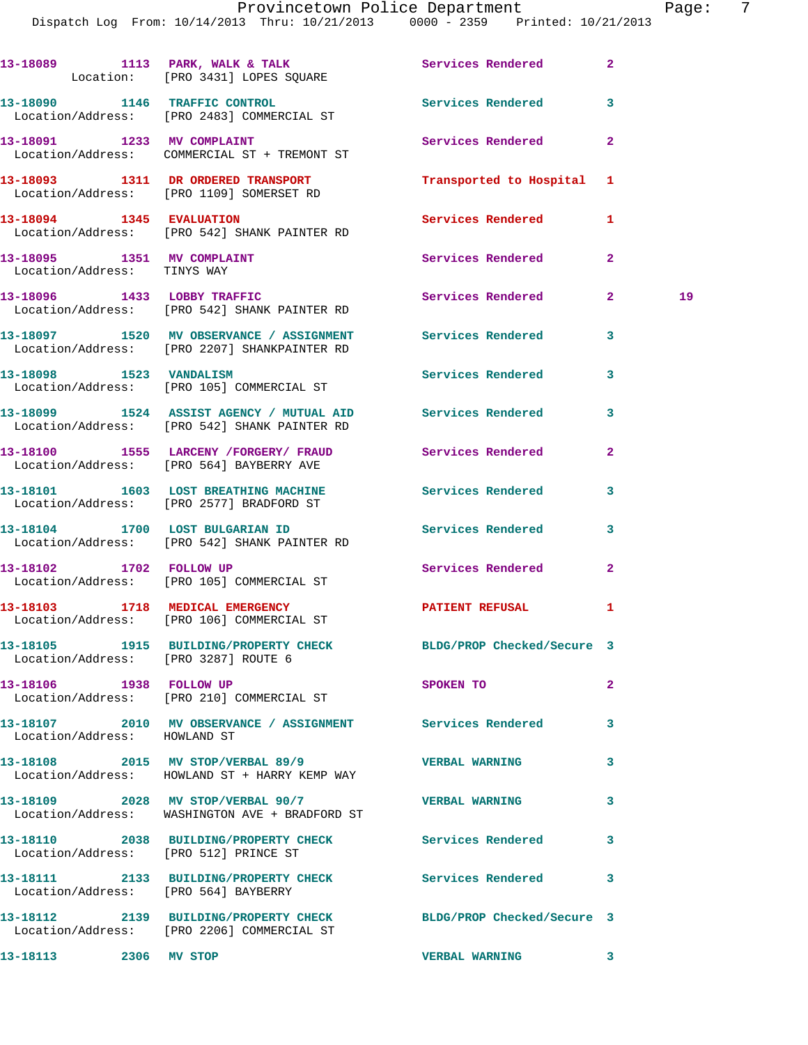13-18089 1113 PARK, WALK & TALK Services Rendered 2
Location: [PRO 3431] LOPES SQUARE

13-18090 1146 TRAFFIC CONTROL Services Rendered 3
Location/Address: [PRO 2483] COMMERCIAL ST

13-18091 1233 MV COMPLAINT Services Rendered 2
Location/Address: COMMERCIAL ST + TREMONT ST

13-18093 1311 DR ORDERED TRANSPORT Transported to Hospital 1
Location/Address: [PRO 1109] SOMERSET RD

13-18094 1345 EVALUATION Services Rendered 1
Location/Address: [PRO 542] SHANK PAINTER RD

13-18095 1351 MV COMPLAINT Services Rendered 2
Location/Address: TINYS WAY

13-18096 1433 LOBBY TRAFFIC Services Rendered 2 19
Location/Address: [PRO 542] SHANK PAINTER RD

13-18097 1520 MV OBSERVANCE / ASSIGNMENT Services Rendered 3
Location/Address: [PRO 2207] SHANKPAINTER RD

13-18098 1523 VANDALISM Services Rendered 3
Location/Address: [PRO 105] COMMERCIAL ST

13-18099 1524 ASSIST AGENCY / MUTUAL AID Services Rendered 3
Location/Address: [PRO 542] SHANK PAINTER RD

13-18100 1555 LARCENY /FORGERY/ FRAUD Services Rendered 2
Location/Address: [PRO 564] BAYBERRY AVE

13-18101 1603 LOST BREATHING MACHINE Services Rendered 3
Location/Address: [PRO 2577] BRADFORD ST

13-18104 1700 LOST BULGARIAN ID Services Rendered 3
Location/Address: [PRO 542] SHANK PAINTER RD

13-18102 1702 FOLLOW UP Services Rendered 2
Location/Address: [PRO 105] COMMERCIAL ST

13-18103 1718 MEDICAL EMERGENCY PATIENT REFUSAL 1
Location/Address: [PRO 106] COMMERCIAL ST

13-18105 1915 BUILDING/PROPERTY CHECK BLDG/PROP Checked/Secure 3
Location/Address: [PRO 3287] ROUTE 6

13-18106 1938 FOLLOW UP SPOKEN TO 2
Location/Address: [PRO 210] COMMERCIAL ST

13-18107 2010 MV OBSERVANCE / ASSIGNMENT Services Rendered 3
Location/Address: HOWLAND ST

13-18108 2015 MV STOP/VERBAL 89/9 VERBAL WARNING 3
Location/Address: HOWLAND ST + HARRY KEMP WAY

13-18109 2028 MV STOP/VERBAL 90/7 VERBAL WARNING 3
Location/Address: WASHINGTON AVE + BRADFORD ST

13-18110 2038 BUILDING/PROPERTY CHECK Services Rendered 3
Location/Address: [PRO 512] PRINCE ST

13-18111 2133 BUILDING/PROPERTY CHECK Services Rendered 3
Location/Address: [PRO 564] BAYBERRY

13-18112 2139 BUILDING/PROPERTY CHECK BLDG/PROP Checked/Secure 3
Location/Address: [PRO 2206] COMMERCIAL ST

13-18113 2306 MV STOP VERBAL WARNING 3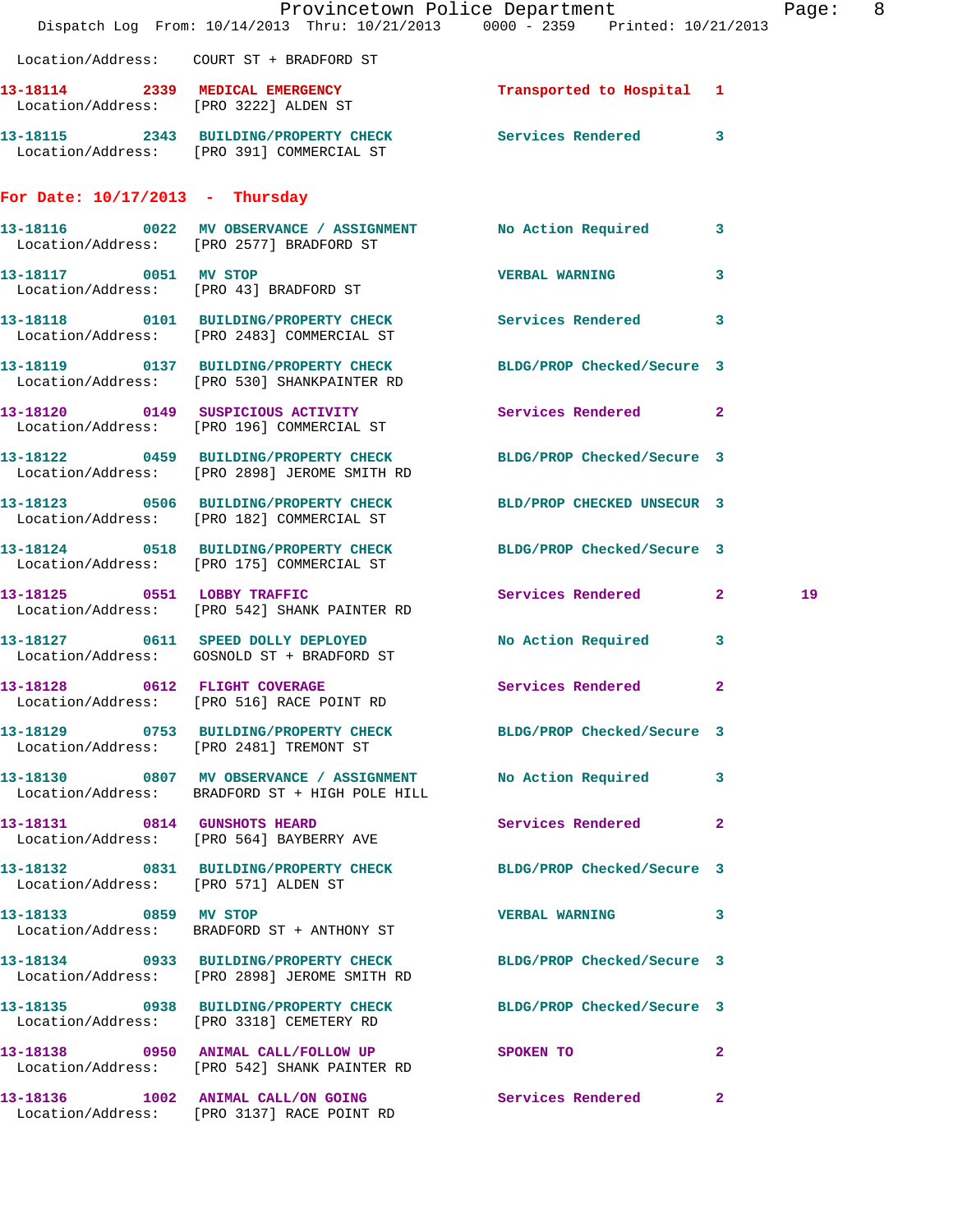Location/Address: COURT ST + BRADFORD ST

13-18114 2339 MEDICAL EMERGENCY Transported to Hospital 1
Location/Address: [PRO 3222] ALDEN ST

13-18115 2343 BUILDING/PROPERTY CHECK Services Rendered 3
Location/Address: [PRO 391] COMMERCIAL ST

## For Date: 10/17/2013 - Thursday

13-18116 0022 MV OBSERVANCE / ASSIGNMENT No Action Required 3
Location/Address: [PRO 2577] BRADFORD ST

13-18117 0051 MV STOP VERBAL WARNING 3
Location/Address: [PRO 43] BRADFORD ST

13-18118 0101 BUILDING/PROPERTY CHECK Services Rendered 3
Location/Address: [PRO 2483] COMMERCIAL ST

13-18119 0137 BUILDING/PROPERTY CHECK BLDG/PROP Checked/Secure 3
Location/Address: [PRO 530] SHANKPAINTER RD

13-18120 0149 SUSPICIOUS ACTIVITY Services Rendered 2
Location/Address: [PRO 196] COMMERCIAL ST

13-18122 0459 BUILDING/PROPERTY CHECK BLDG/PROP Checked/Secure 3
Location/Address: [PRO 2898] JEROME SMITH RD

13-18123 0506 BUILDING/PROPERTY CHECK BLD/PROP CHECKED UNSECUR 3
Location/Address: [PRO 182] COMMERCIAL ST

13-18124 0518 BUILDING/PROPERTY CHECK BLDG/PROP Checked/Secure 3
Location/Address: [PRO 175] COMMERCIAL ST

13-18125 0551 LOBBY TRAFFIC Services Rendered 2 19
Location/Address: [PRO 542] SHANK PAINTER RD

13-18127 0611 SPEED DOLLY DEPLOYED No Action Required 3
Location/Address: GOSNOLD ST + BRADFORD ST

13-18128 0612 FLIGHT COVERAGE Services Rendered 2
Location/Address: [PRO 516] RACE POINT RD

13-18129 0753 BUILDING/PROPERTY CHECK BLDG/PROP Checked/Secure 3
Location/Address: [PRO 2481] TREMONT ST

13-18130 0807 MV OBSERVANCE / ASSIGNMENT No Action Required 3
Location/Address: BRADFORD ST + HIGH POLE HILL

13-18131 0814 GUNSHOTS HEARD Services Rendered 2
Location/Address: [PRO 564] BAYBERRY AVE

13-18132 0831 BUILDING/PROPERTY CHECK BLDG/PROP Checked/Secure 3
Location/Address: [PRO 571] ALDEN ST

13-18133 0859 MV STOP VERBAL WARNING 3
Location/Address: BRADFORD ST + ANTHONY ST

13-18134 0933 BUILDING/PROPERTY CHECK BLDG/PROP Checked/Secure 3
Location/Address: [PRO 2898] JEROME SMITH RD

13-18135 0938 BUILDING/PROPERTY CHECK BLDG/PROP Checked/Secure 3
Location/Address: [PRO 3318] CEMETERY RD

13-18138 0950 ANIMAL CALL/FOLLOW UP SPOKEN TO 2
Location/Address: [PRO 542] SHANK PAINTER RD

13-18136 1002 ANIMAL CALL/ON GOING Services Rendered 2
Location/Address: [PRO 3137] RACE POINT RD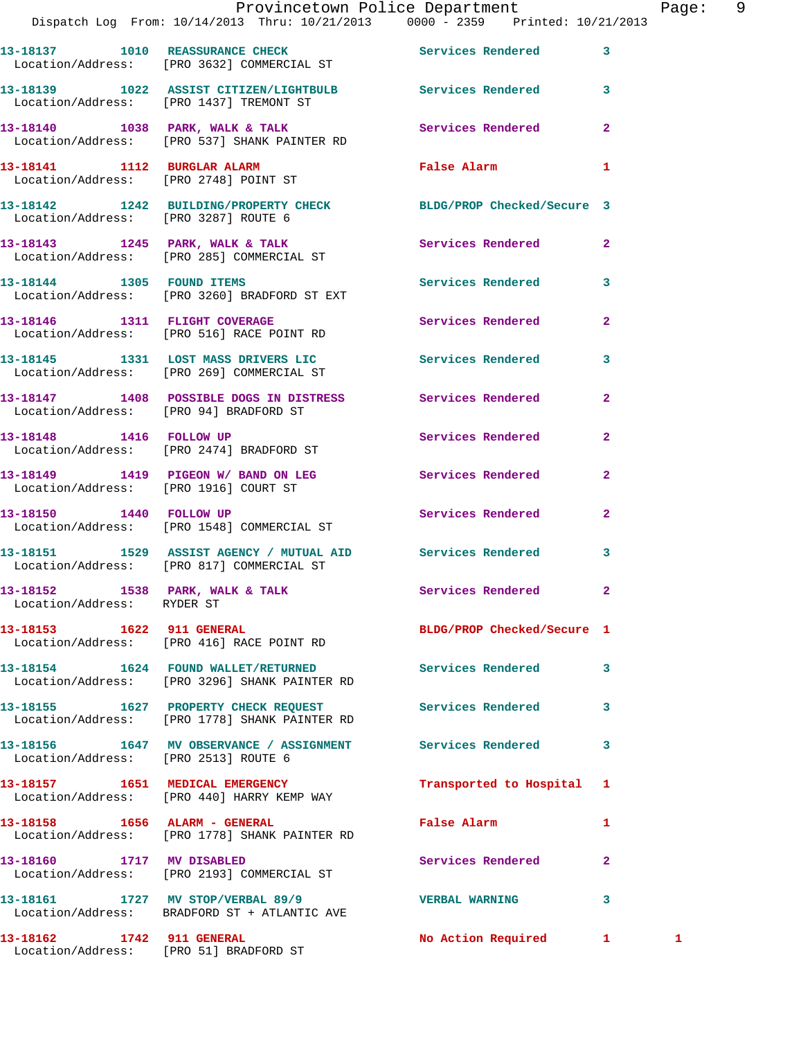13-18137 1010 REASSURANCE CHECK Services Rendered 3
Location/Address: [PRO 3632] COMMERCIAL ST

13-18139 1022 ASSIST CITIZEN/LIGHTBULB Services Rendered 3
Location/Address: [PRO 1437] TREMONT ST

13-18140 1038 PARK, WALK & TALK Services Rendered 2
Location/Address: [PRO 537] SHANK PAINTER RD

13-18141 1112 BURGLAR ALARM False Alarm 1
Location/Address: [PRO 2748] POINT ST

13-18142 1242 BUILDING/PROPERTY CHECK BLDG/PROP Checked/Secure 3
Location/Address: [PRO 3287] ROUTE 6

13-18143 1245 PARK, WALK & TALK Services Rendered 2
Location/Address: [PRO 285] COMMERCIAL ST

13-18144 1305 FOUND ITEMS Services Rendered 3
Location/Address: [PRO 3260] BRADFORD ST EXT

13-18146 1311 FLIGHT COVERAGE Services Rendered 2
Location/Address: [PRO 516] RACE POINT RD

13-18145 1331 LOST MASS DRIVERS LIC Services Rendered 3
Location/Address: [PRO 269] COMMERCIAL ST

13-18147 1408 POSSIBLE DOGS IN DISTRESS Services Rendered 2
Location/Address: [PRO 94] BRADFORD ST

13-18148 1416 FOLLOW UP Services Rendered 2
Location/Address: [PRO 2474] BRADFORD ST

13-18149 1419 PIGEON W/ BAND ON LEG Services Rendered 2
Location/Address: [PRO 1916] COURT ST

13-18150 1440 FOLLOW UP Services Rendered 2
Location/Address: [PRO 1548] COMMERCIAL ST

13-18151 1529 ASSIST AGENCY / MUTUAL AID Services Rendered 3
Location/Address: [PRO 817] COMMERCIAL ST

13-18152 1538 PARK, WALK & TALK Services Rendered 2
Location/Address: RYDER ST

13-18153 1622 911 GENERAL BLDG/PROP Checked/Secure 1
Location/Address: [PRO 416] RACE POINT RD

13-18154 1624 FOUND WALLET/RETURNED Services Rendered 3
Location/Address: [PRO 3296] SHANK PAINTER RD

13-18155 1627 PROPERTY CHECK REQUEST Services Rendered 3
Location/Address: [PRO 1778] SHANK PAINTER RD

13-18156 1647 MV OBSERVANCE / ASSIGNMENT Services Rendered 3
Location/Address: [PRO 2513] ROUTE 6

13-18157 1651 MEDICAL EMERGENCY Transported to Hospital 1
Location/Address: [PRO 440] HARRY KEMP WAY

13-18158 1656 ALARM - GENERAL False Alarm 1
Location/Address: [PRO 1778] SHANK PAINTER RD

13-18160 1717 MV DISABLED Services Rendered 2
Location/Address: [PRO 2193] COMMERCIAL ST

13-18161 1727 MV STOP/VERBAL 89/9 VERBAL WARNING 3
Location/Address: BRADFORD ST + ATLANTIC AVE

13-18162 1742 911 GENERAL No Action Required 1 1
Location/Address: [PRO 51] BRADFORD ST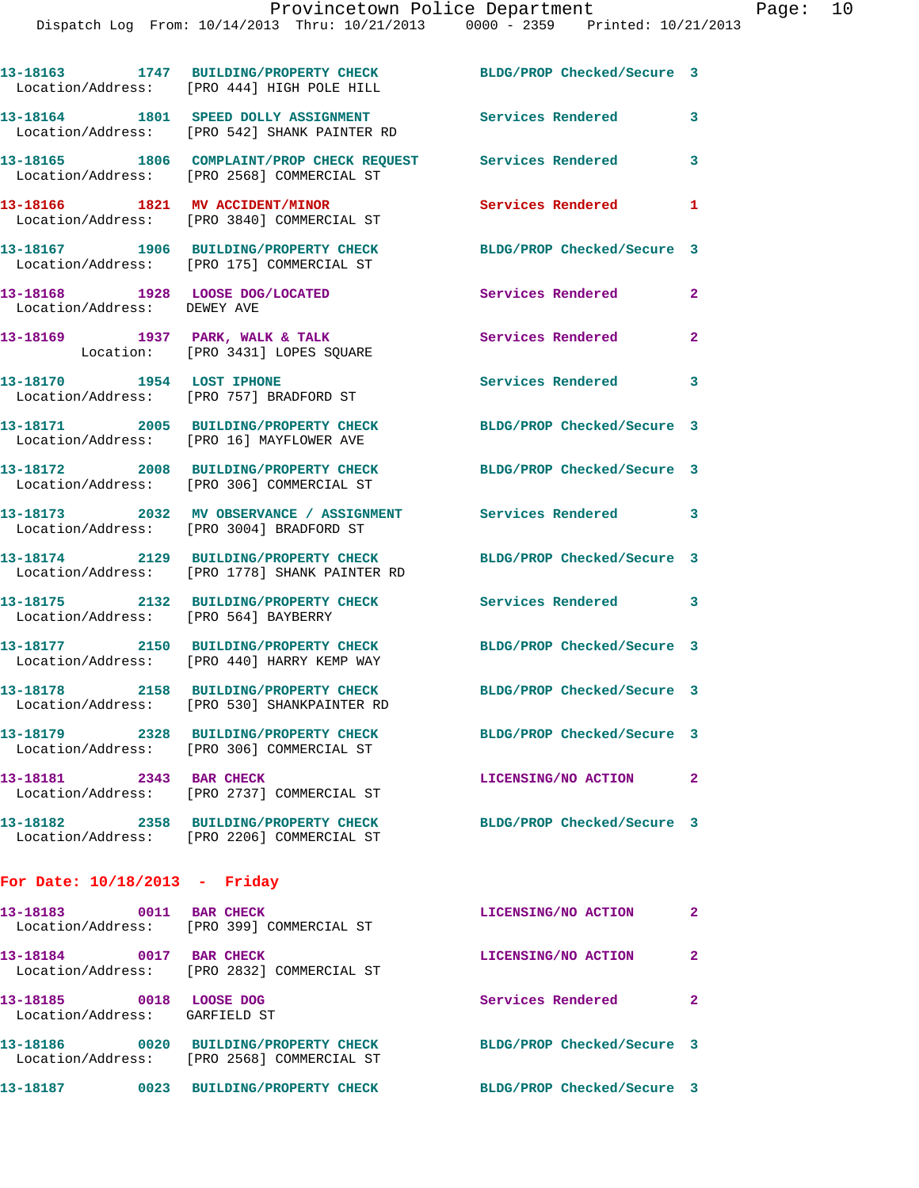| Call # | Time | Call Reason | Action | Priority |
|---|---|---|---|---|
| 13-18163 | 1747 | BUILDING/PROPERTY CHECK | BLDG/PROP Checked/Secure | 3 |
| | | Location/Address: [PRO 444] HIGH POLE HILL | | |
| 13-18164 | 1801 | SPEED DOLLY ASSIGNMENT | Services Rendered | 3 |
| | | Location/Address: [PRO 542] SHANK PAINTER RD | | |
| 13-18165 | 1806 | COMPLAINT/PROP CHECK REQUEST | Services Rendered | 3 |
| | | Location/Address: [PRO 2568] COMMERCIAL ST | | |
| 13-18166 | 1821 | MV ACCIDENT/MINOR | Services Rendered | 1 |
| | | Location/Address: [PRO 3840] COMMERCIAL ST | | |
| 13-18167 | 1906 | BUILDING/PROPERTY CHECK | BLDG/PROP Checked/Secure | 3 |
| | | Location/Address: [PRO 175] COMMERCIAL ST | | |
| 13-18168 | 1928 | LOOSE DOG/LOCATED | Services Rendered | 2 |
| | | Location/Address: DEWEY AVE | | |
| 13-18169 | 1937 | PARK, WALK & TALK | Services Rendered | 2 |
| | | Location: [PRO 3431] LOPES SQUARE | | |
| 13-18170 | 1954 | LOST IPHONE | Services Rendered | 3 |
| | | Location/Address: [PRO 757] BRADFORD ST | | |
| 13-18171 | 2005 | BUILDING/PROPERTY CHECK | BLDG/PROP Checked/Secure | 3 |
| | | Location/Address: [PRO 16] MAYFLOWER AVE | | |
| 13-18172 | 2008 | BUILDING/PROPERTY CHECK | BLDG/PROP Checked/Secure | 3 |
| | | Location/Address: [PRO 306] COMMERCIAL ST | | |
| 13-18173 | 2032 | MV OBSERVANCE / ASSIGNMENT | Services Rendered | 3 |
| | | Location/Address: [PRO 3004] BRADFORD ST | | |
| 13-18174 | 2129 | BUILDING/PROPERTY CHECK | BLDG/PROP Checked/Secure | 3 |
| | | Location/Address: [PRO 1778] SHANK PAINTER RD | | |
| 13-18175 | 2132 | BUILDING/PROPERTY CHECK | Services Rendered | 3 |
| | | Location/Address: [PRO 564] BAYBERRY | | |
| 13-18177 | 2150 | BUILDING/PROPERTY CHECK | BLDG/PROP Checked/Secure | 3 |
| | | Location/Address: [PRO 440] HARRY KEMP WAY | | |
| 13-18178 | 2158 | BUILDING/PROPERTY CHECK | BLDG/PROP Checked/Secure | 3 |
| | | Location/Address: [PRO 530] SHANKPAINTER RD | | |
| 13-18179 | 2328 | BUILDING/PROPERTY CHECK | BLDG/PROP Checked/Secure | 3 |
| | | Location/Address: [PRO 306] COMMERCIAL ST | | |
| 13-18181 | 2343 | BAR CHECK | LICENSING/NO ACTION | 2 |
| | | Location/Address: [PRO 2737] COMMERCIAL ST | | |
| 13-18182 | 2358 | BUILDING/PROPERTY CHECK | BLDG/PROP Checked/Secure | 3 |
| | | Location/Address: [PRO 2206] COMMERCIAL ST | | |

## For Date: 10/18/2013 - Friday

| Call # | Time | Call Reason | Action | Priority |
|---|---|---|---|---|
| 13-18183 | 0011 | BAR CHECK | LICENSING/NO ACTION | 2 |
| | | Location/Address: [PRO 399] COMMERCIAL ST | | |
| 13-18184 | 0017 | BAR CHECK | LICENSING/NO ACTION | 2 |
| | | Location/Address: [PRO 2832] COMMERCIAL ST | | |
| 13-18185 | 0018 | LOOSE DOG | Services Rendered | 2 |
| | | Location/Address: GARFIELD ST | | |
| 13-18186 | 0020 | BUILDING/PROPERTY CHECK | BLDG/PROP Checked/Secure | 3 |
| | | Location/Address: [PRO 2568] COMMERCIAL ST | | |
| 13-18187 | 0023 | BUILDING/PROPERTY CHECK | BLDG/PROP Checked/Secure | 3 |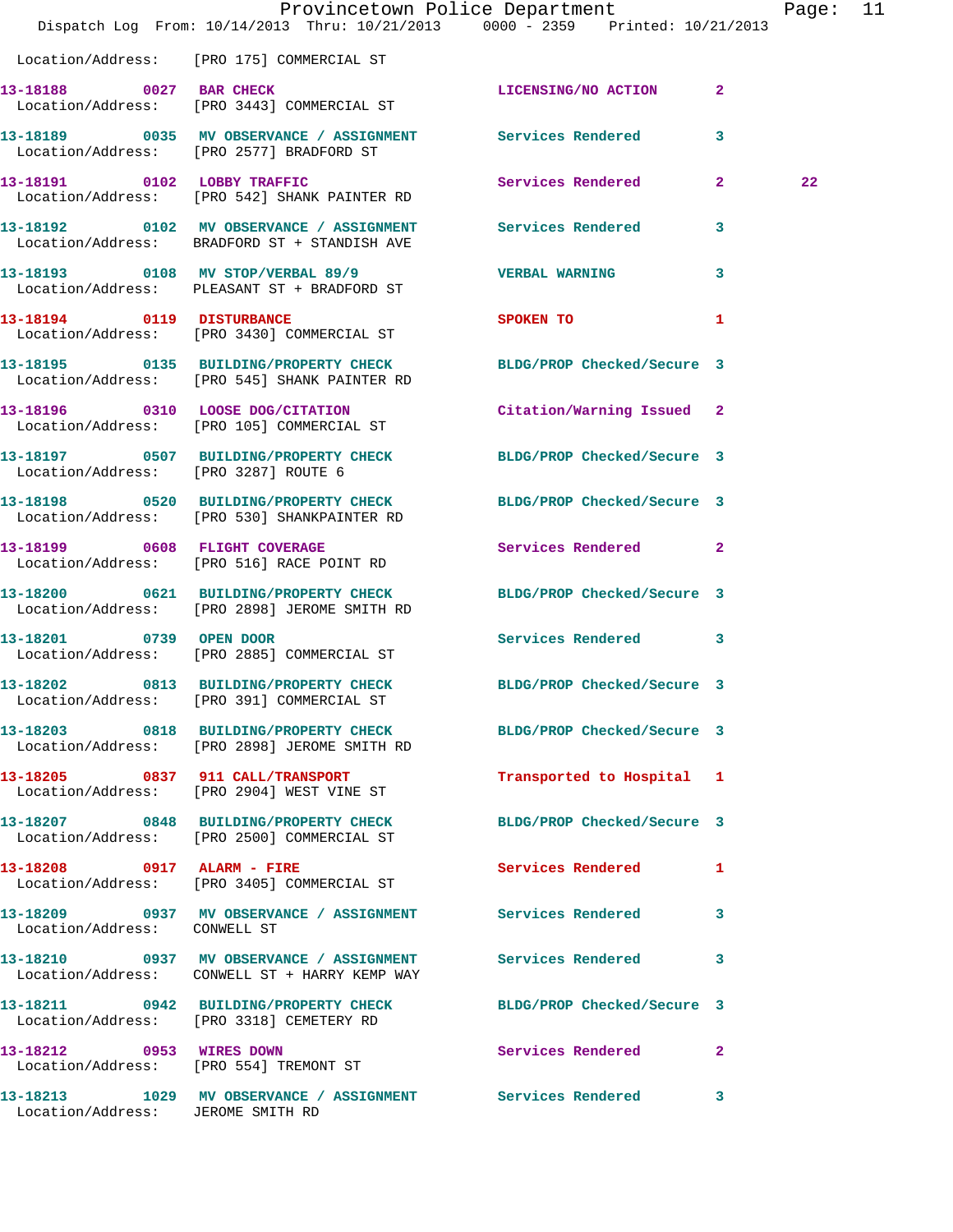Location/Address: [PRO 175] COMMERCIAL ST

| Call # | Time | Call Reason | Action | Priority | |
|---|---|---|---|---|---|
| 13-18188 | 0027 | BAR CHECK | LICENSING/NO ACTION | 2 | |
| Location/Address: [PRO 3443] COMMERCIAL ST | | | | | |
| 13-18189 | 0035 | MV OBSERVANCE / ASSIGNMENT | Services Rendered | 3 | |
| Location/Address: [PRO 2577] BRADFORD ST | | | | | |
| 13-18191 | 0102 | LOBBY TRAFFIC | Services Rendered | 2 | 22 |
| Location/Address: [PRO 542] SHANK PAINTER RD | | | | | |
| 13-18192 | 0102 | MV OBSERVANCE / ASSIGNMENT | Services Rendered | 3 | |
| Location/Address: BRADFORD ST + STANDISH AVE | | | | | |
| 13-18193 | 0108 | MV STOP/VERBAL 89/9 | VERBAL WARNING | 3 | |
| Location/Address: PLEASANT ST + BRADFORD ST | | | | | |
| 13-18194 | 0119 | DISTURBANCE | SPOKEN TO | 1 | |
| Location/Address: [PRO 3430] COMMERCIAL ST | | | | | |
| 13-18195 | 0135 | BUILDING/PROPERTY CHECK | BLDG/PROP Checked/Secure | 3 | |
| Location/Address: [PRO 545] SHANK PAINTER RD | | | | | |
| 13-18196 | 0310 | LOOSE DOG/CITATION | Citation/Warning Issued | 2 | |
| Location/Address: [PRO 105] COMMERCIAL ST | | | | | |
| 13-18197 | 0507 | BUILDING/PROPERTY CHECK | BLDG/PROP Checked/Secure | 3 | |
| Location/Address: [PRO 3287] ROUTE 6 | | | | | |
| 13-18198 | 0520 | BUILDING/PROPERTY CHECK | BLDG/PROP Checked/Secure | 3 | |
| Location/Address: [PRO 530] SHANKPAINTER RD | | | | | |
| 13-18199 | 0608 | FLIGHT COVERAGE | Services Rendered | 2 | |
| Location/Address: [PRO 516] RACE POINT RD | | | | | |
| 13-18200 | 0621 | BUILDING/PROPERTY CHECK | BLDG/PROP Checked/Secure | 3 | |
| Location/Address: [PRO 2898] JEROME SMITH RD | | | | | |
| 13-18201 | 0739 | OPEN DOOR | Services Rendered | 3 | |
| Location/Address: [PRO 2885] COMMERCIAL ST | | | | | |
| 13-18202 | 0813 | BUILDING/PROPERTY CHECK | BLDG/PROP Checked/Secure | 3 | |
| Location/Address: [PRO 391] COMMERCIAL ST | | | | | |
| 13-18203 | 0818 | BUILDING/PROPERTY CHECK | BLDG/PROP Checked/Secure | 3 | |
| Location/Address: [PRO 2898] JEROME SMITH RD | | | | | |
| 13-18205 | 0837 | 911 CALL/TRANSPORT | Transported to Hospital | 1 | |
| Location/Address: [PRO 2904] WEST VINE ST | | | | | |
| 13-18207 | 0848 | BUILDING/PROPERTY CHECK | BLDG/PROP Checked/Secure | 3 | |
| Location/Address: [PRO 2500] COMMERCIAL ST | | | | | |
| 13-18208 | 0917 | ALARM - FIRE | Services Rendered | 1 | |
| Location/Address: [PRO 3405] COMMERCIAL ST | | | | | |
| 13-18209 | 0937 | MV OBSERVANCE / ASSIGNMENT | Services Rendered | 3 | |
| Location/Address: CONWELL ST | | | | | |
| 13-18210 | 0937 | MV OBSERVANCE / ASSIGNMENT | Services Rendered | 3 | |
| Location/Address: CONWELL ST + HARRY KEMP WAY | | | | | |
| 13-18211 | 0942 | BUILDING/PROPERTY CHECK | BLDG/PROP Checked/Secure | 3 | |
| Location/Address: [PRO 3318] CEMETERY RD | | | | | |
| 13-18212 | 0953 | WIRES DOWN | Services Rendered | 2 | |
| Location/Address: [PRO 554] TREMONT ST | | | | | |
| 13-18213 | 1029 | MV OBSERVANCE / ASSIGNMENT | Services Rendered | 3 | |
| Location/Address: JEROME SMITH RD | | | | | |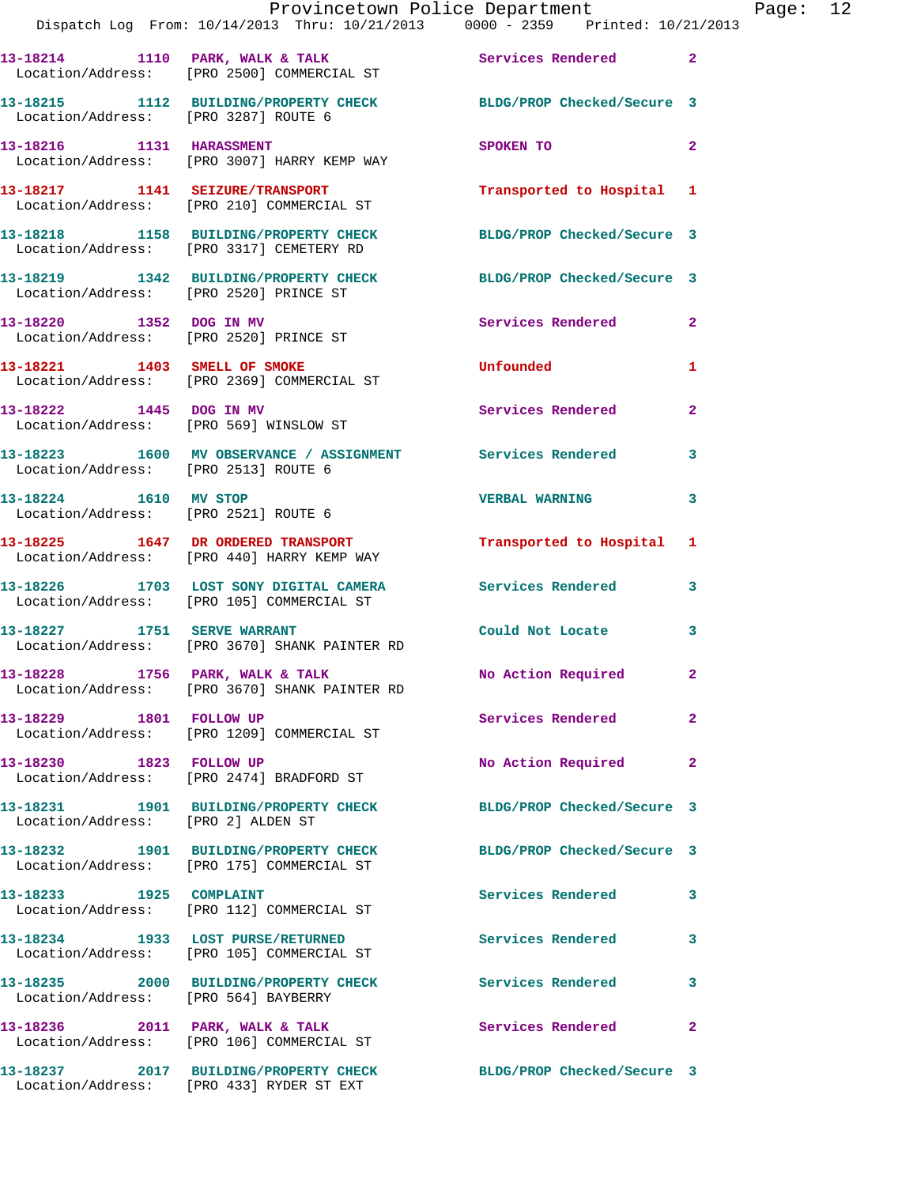13-18214 1110 PARK, WALK & TALK Services Rendered 2
Location/Address: [PRO 2500] COMMERCIAL ST

13-18215 1112 BUILDING/PROPERTY CHECK BLDG/PROP Checked/Secure 3
Location/Address: [PRO 3287] ROUTE 6

13-18216 1131 HARASSMENT SPOKEN TO 2
Location/Address: [PRO 3007] HARRY KEMP WAY

13-18217 1141 SEIZURE/TRANSPORT Transported to Hospital 1
Location/Address: [PRO 210] COMMERCIAL ST

13-18218 1158 BUILDING/PROPERTY CHECK BLDG/PROP Checked/Secure 3
Location/Address: [PRO 3317] CEMETERY RD

13-18219 1342 BUILDING/PROPERTY CHECK BLDG/PROP Checked/Secure 3
Location/Address: [PRO 2520] PRINCE ST

13-18220 1352 DOG IN MV Services Rendered 2
Location/Address: [PRO 2520] PRINCE ST

13-18221 1403 SMELL OF SMOKE Unfounded 1
Location/Address: [PRO 2369] COMMERCIAL ST

13-18222 1445 DOG IN MV Services Rendered 2
Location/Address: [PRO 569] WINSLOW ST

13-18223 1600 MV OBSERVANCE / ASSIGNMENT Services Rendered 3
Location/Address: [PRO 2513] ROUTE 6

13-18224 1610 MV STOP VERBAL WARNING 3
Location/Address: [PRO 2521] ROUTE 6

13-18225 1647 DR ORDERED TRANSPORT Transported to Hospital 1
Location/Address: [PRO 440] HARRY KEMP WAY

13-18226 1703 LOST SONY DIGITAL CAMERA Services Rendered 3
Location/Address: [PRO 105] COMMERCIAL ST

13-18227 1751 SERVE WARRANT Could Not Locate 3
Location/Address: [PRO 3670] SHANK PAINTER RD

13-18228 1756 PARK, WALK & TALK No Action Required 2
Location/Address: [PRO 3670] SHANK PAINTER RD

13-18229 1801 FOLLOW UP Services Rendered 2
Location/Address: [PRO 1209] COMMERCIAL ST

13-18230 1823 FOLLOW UP No Action Required 2
Location/Address: [PRO 2474] BRADFORD ST

13-18231 1901 BUILDING/PROPERTY CHECK BLDG/PROP Checked/Secure 3
Location/Address: [PRO 2] ALDEN ST

13-18232 1901 BUILDING/PROPERTY CHECK BLDG/PROP Checked/Secure 3
Location/Address: [PRO 175] COMMERCIAL ST

13-18233 1925 COMPLAINT Services Rendered 3
Location/Address: [PRO 112] COMMERCIAL ST

13-18234 1933 LOST PURSE/RETURNED Services Rendered 3
Location/Address: [PRO 105] COMMERCIAL ST

13-18235 2000 BUILDING/PROPERTY CHECK Services Rendered 3
Location/Address: [PRO 564] BAYBERRY

13-18236 2011 PARK, WALK & TALK Services Rendered 2
Location/Address: [PRO 106] COMMERCIAL ST

13-18237 2017 BUILDING/PROPERTY CHECK BLDG/PROP Checked/Secure 3
Location/Address: [PRO 433] RYDER ST EXT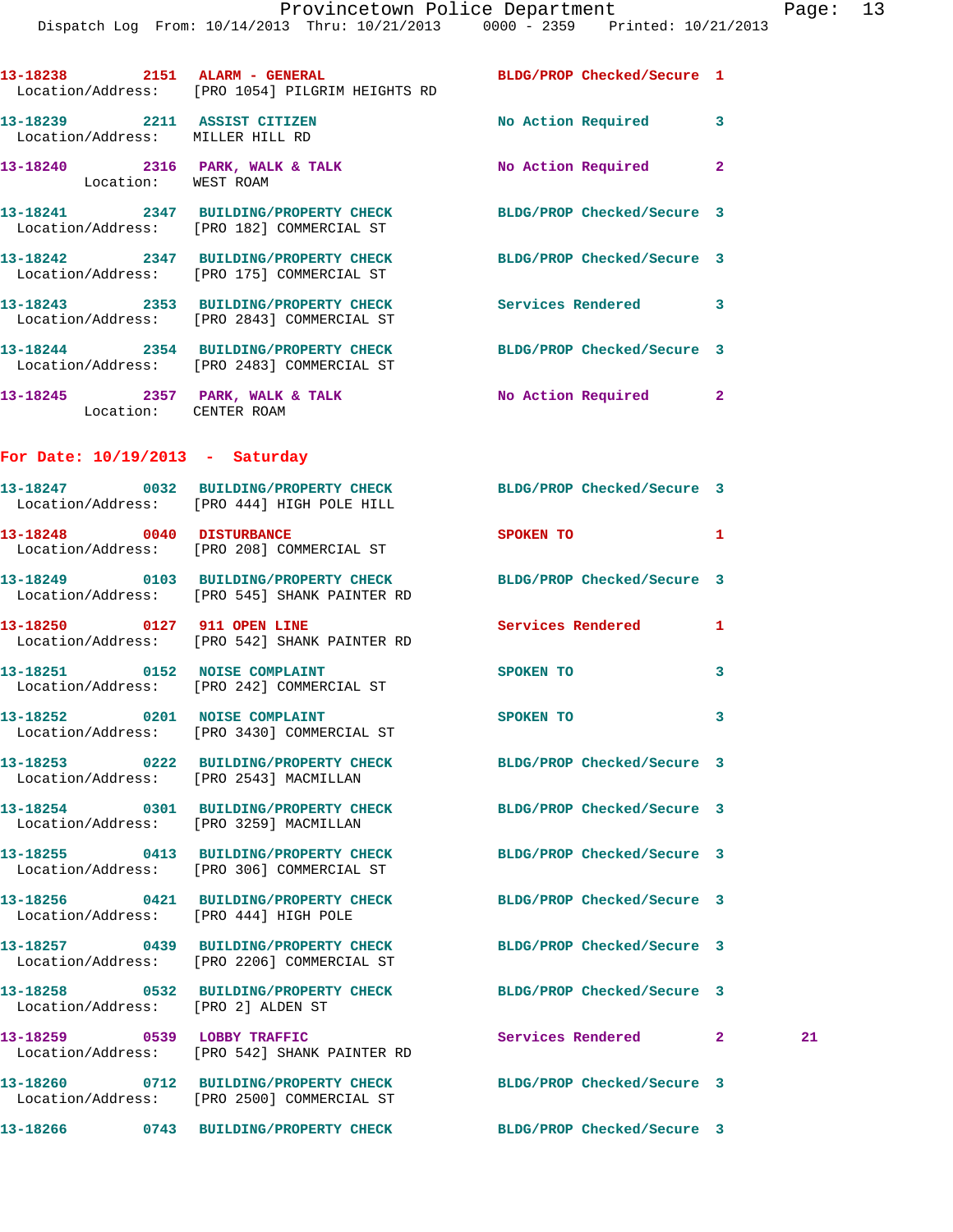13-18238 2151 ALARM - GENERAL BLDG/PROP Checked/Secure 1
Location/Address: [PRO 1054] PILGRIM HEIGHTS RD

13-18239 2211 ASSIST CITIZEN No Action Required 3
Location/Address: MILLER HILL RD

13-18240 2316 PARK, WALK & TALK No Action Required 2
Location: WEST ROAM

13-18241 2347 BUILDING/PROPERTY CHECK BLDG/PROP Checked/Secure 3
Location/Address: [PRO 182] COMMERCIAL ST

13-18242 2347 BUILDING/PROPERTY CHECK BLDG/PROP Checked/Secure 3
Location/Address: [PRO 175] COMMERCIAL ST

13-18243 2353 BUILDING/PROPERTY CHECK Services Rendered 3
Location/Address: [PRO 2843] COMMERCIAL ST

13-18244 2354 BUILDING/PROPERTY CHECK BLDG/PROP Checked/Secure 3
Location/Address: [PRO 2483] COMMERCIAL ST

13-18245 2357 PARK, WALK & TALK No Action Required 2
Location: CENTER ROAM

## For Date: 10/19/2013 - Saturday

13-18247 0032 BUILDING/PROPERTY CHECK BLDG/PROP Checked/Secure 3
Location/Address: [PRO 444] HIGH POLE HILL

13-18248 0040 DISTURBANCE SPOKEN TO 1
Location/Address: [PRO 208] COMMERCIAL ST

13-18249 0103 BUILDING/PROPERTY CHECK BLDG/PROP Checked/Secure 3
Location/Address: [PRO 545] SHANK PAINTER RD

13-18250 0127 911 OPEN LINE Services Rendered 1
Location/Address: [PRO 542] SHANK PAINTER RD

13-18251 0152 NOISE COMPLAINT SPOKEN TO 3
Location/Address: [PRO 242] COMMERCIAL ST

13-18252 0201 NOISE COMPLAINT SPOKEN TO 3
Location/Address: [PRO 3430] COMMERCIAL ST

13-18253 0222 BUILDING/PROPERTY CHECK BLDG/PROP Checked/Secure 3
Location/Address: [PRO 2543] MACMILLAN

13-18254 0301 BUILDING/PROPERTY CHECK BLDG/PROP Checked/Secure 3
Location/Address: [PRO 3259] MACMILLAN

13-18255 0413 BUILDING/PROPERTY CHECK BLDG/PROP Checked/Secure 3
Location/Address: [PRO 306] COMMERCIAL ST

13-18256 0421 BUILDING/PROPERTY CHECK BLDG/PROP Checked/Secure 3
Location/Address: [PRO 444] HIGH POLE

13-18257 0439 BUILDING/PROPERTY CHECK BLDG/PROP Checked/Secure 3
Location/Address: [PRO 2206] COMMERCIAL ST

13-18258 0532 BUILDING/PROPERTY CHECK BLDG/PROP Checked/Secure 3
Location/Address: [PRO 2] ALDEN ST

13-18259 0539 LOBBY TRAFFIC Services Rendered 2 21
Location/Address: [PRO 542] SHANK PAINTER RD

13-18260 0712 BUILDING/PROPERTY CHECK BLDG/PROP Checked/Secure 3
Location/Address: [PRO 2500] COMMERCIAL ST

13-18266 0743 BUILDING/PROPERTY CHECK BLDG/PROP Checked/Secure 3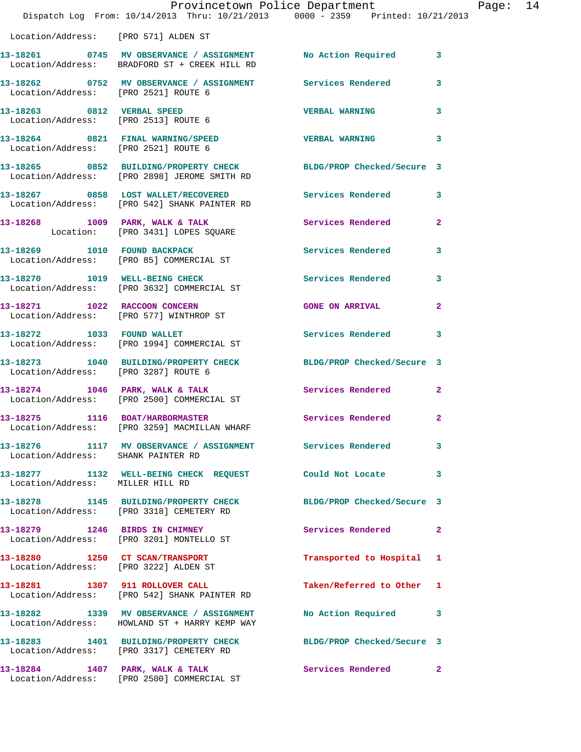Location/Address: [PRO 571] ALDEN ST

| Call # | Time | Call Reason | Action | Priority |
|---|---|---|---|---|
| 13-18261 | 0745 | MV OBSERVANCE / ASSIGNMENT | No Action Required | 3 |
| | | Location/Address: BRADFORD ST + CREEK HILL RD | | |
| 13-18262 | 0752 | MV OBSERVANCE / ASSIGNMENT | Services Rendered | 3 |
| | | Location/Address: [PRO 2521] ROUTE 6 | | |
| 13-18263 | 0812 | VERBAL SPEED | VERBAL WARNING | 3 |
| | | Location/Address: [PRO 2513] ROUTE 6 | | |
| 13-18264 | 0821 | FINAL WARNING/SPEED | VERBAL WARNING | 3 |
| | | Location/Address: [PRO 2521] ROUTE 6 | | |
| 13-18265 | 0852 | BUILDING/PROPERTY CHECK | BLDG/PROP Checked/Secure | 3 |
| | | Location/Address: [PRO 2898] JEROME SMITH RD | | |
| 13-18267 | 0858 | LOST WALLET/RECOVERED | Services Rendered | 3 |
| | | Location/Address: [PRO 542] SHANK PAINTER RD | | |
| 13-18268 | 1009 | PARK, WALK & TALK | Services Rendered | 2 |
| | | Location: [PRO 3431] LOPES SQUARE | | |
| 13-18269 | 1010 | FOUND BACKPACK | Services Rendered | 3 |
| | | Location/Address: [PRO 85] COMMERCIAL ST | | |
| 13-18270 | 1019 | WELL-BEING CHECK | Services Rendered | 3 |
| | | Location/Address: [PRO 3632] COMMERCIAL ST | | |
| 13-18271 | 1022 | RACCOON CONCERN | GONE ON ARRIVAL | 2 |
| | | Location/Address: [PRO 577] WINTHROP ST | | |
| 13-18272 | 1033 | FOUND WALLET | Services Rendered | 3 |
| | | Location/Address: [PRO 1994] COMMERCIAL ST | | |
| 13-18273 | 1040 | BUILDING/PROPERTY CHECK | BLDG/PROP Checked/Secure | 3 |
| | | Location/Address: [PRO 3287] ROUTE 6 | | |
| 13-18274 | 1046 | PARK, WALK & TALK | Services Rendered | 2 |
| | | Location/Address: [PRO 2500] COMMERCIAL ST | | |
| 13-18275 | 1116 | BOAT/HARBORMASTER | Services Rendered | 2 |
| | | Location/Address: [PRO 3259] MACMILLAN WHARF | | |
| 13-18276 | 1117 | MV OBSERVANCE / ASSIGNMENT | Services Rendered | 3 |
| | | Location/Address: SHANK PAINTER RD | | |
| 13-18277 | 1132 | WELL-BEING CHECK REQUEST | Could Not Locate | 3 |
| | | Location/Address: MILLER HILL RD | | |
| 13-18278 | 1145 | BUILDING/PROPERTY CHECK | BLDG/PROP Checked/Secure | 3 |
| | | Location/Address: [PRO 3318] CEMETERY RD | | |
| 13-18279 | 1246 | BIRDS IN CHIMNEY | Services Rendered | 2 |
| | | Location/Address: [PRO 3201] MONTELLO ST | | |
| 13-18280 | 1250 | CT SCAN/TRANSPORT | Transported to Hospital | 1 |
| | | Location/Address: [PRO 3222] ALDEN ST | | |
| 13-18281 | 1307 | 911 ROLLOVER CALL | Taken/Referred to Other | 1 |
| | | Location/Address: [PRO 542] SHANK PAINTER RD | | |
| 13-18282 | 1339 | MV OBSERVANCE / ASSIGNMENT | No Action Required | 3 |
| | | Location/Address: HOWLAND ST + HARRY KEMP WAY | | |
| 13-18283 | 1401 | BUILDING/PROPERTY CHECK | BLDG/PROP Checked/Secure | 3 |
| | | Location/Address: [PRO 3317] CEMETERY RD | | |
| 13-18284 | 1407 | PARK, WALK & TALK | Services Rendered | 2 |
| | | Location/Address: [PRO 2500] COMMERCIAL ST | | |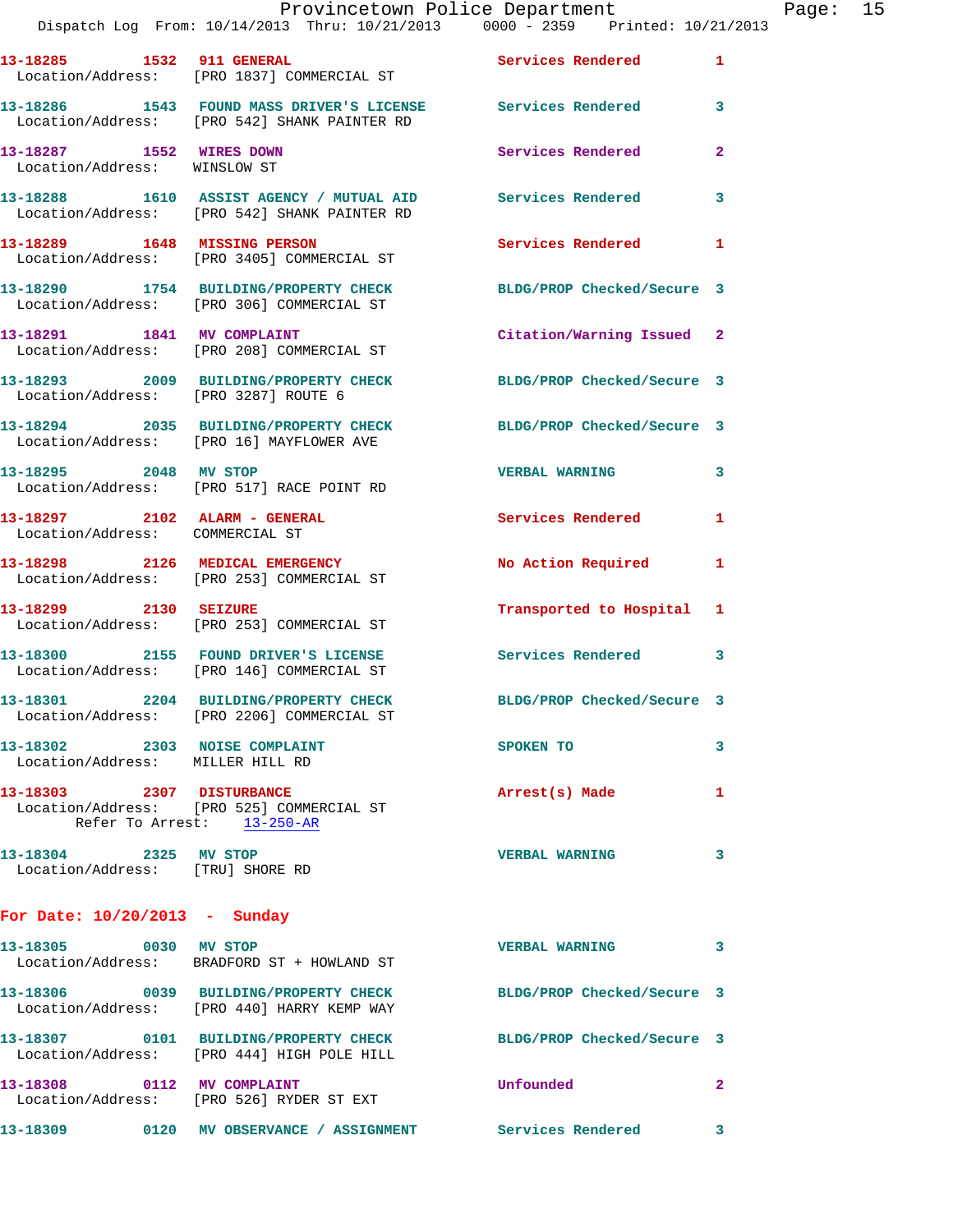13-18285 1532 911 GENERAL Services Rendered 1
Location/Address: [PRO 1837] COMMERCIAL ST

13-18286 1543 FOUND MASS DRIVER'S LICENSE Services Rendered 3
Location/Address: [PRO 542] SHANK PAINTER RD

13-18287 1552 WIRES DOWN Services Rendered 2
Location/Address: WINSLOW ST

13-18288 1610 ASSIST AGENCY / MUTUAL AID Services Rendered 3
Location/Address: [PRO 542] SHANK PAINTER RD

13-18289 1648 MISSING PERSON Services Rendered 1
Location/Address: [PRO 3405] COMMERCIAL ST

13-18290 1754 BUILDING/PROPERTY CHECK BLDG/PROP Checked/Secure 3
Location/Address: [PRO 306] COMMERCIAL ST

13-18291 1841 MV COMPLAINT Citation/Warning Issued 2
Location/Address: [PRO 208] COMMERCIAL ST

13-18293 2009 BUILDING/PROPERTY CHECK BLDG/PROP Checked/Secure 3
Location/Address: [PRO 3287] ROUTE 6

13-18294 2035 BUILDING/PROPERTY CHECK BLDG/PROP Checked/Secure 3
Location/Address: [PRO 16] MAYFLOWER AVE

13-18295 2048 MV STOP VERBAL WARNING 3
Location/Address: [PRO 517] RACE POINT RD

13-18297 2102 ALARM - GENERAL Services Rendered 1
Location/Address: COMMERCIAL ST

13-18298 2126 MEDICAL EMERGENCY No Action Required 1
Location/Address: [PRO 253] COMMERCIAL ST

13-18299 2130 SEIZURE Transported to Hospital 1
Location/Address: [PRO 253] COMMERCIAL ST

13-18300 2155 FOUND DRIVER'S LICENSE Services Rendered 3
Location/Address: [PRO 146] COMMERCIAL ST

13-18301 2204 BUILDING/PROPERTY CHECK BLDG/PROP Checked/Secure 3
Location/Address: [PRO 2206] COMMERCIAL ST

13-18302 2303 NOISE COMPLAINT SPOKEN TO 3
Location/Address: MILLER HILL RD

13-18303 2307 DISTURBANCE Arrest(s) Made 1
Location/Address: [PRO 525] COMMERCIAL ST
Refer To Arrest: 13-250-AR

13-18304 2325 MV STOP VERBAL WARNING 3
Location/Address: [TRU] SHORE RD

## For Date: 10/20/2013 - Sunday

13-18305 0030 MV STOP VERBAL WARNING 3
Location/Address: BRADFORD ST + HOWLAND ST

13-18306 0039 BUILDING/PROPERTY CHECK BLDG/PROP Checked/Secure 3
Location/Address: [PRO 440] HARRY KEMP WAY

13-18307 0101 BUILDING/PROPERTY CHECK BLDG/PROP Checked/Secure 3
Location/Address: [PRO 444] HIGH POLE HILL

13-18308 0112 MV COMPLAINT Unfounded 2
Location/Address: [PRO 526] RYDER ST EXT

13-18309 0120 MV OBSERVANCE / ASSIGNMENT Services Rendered 3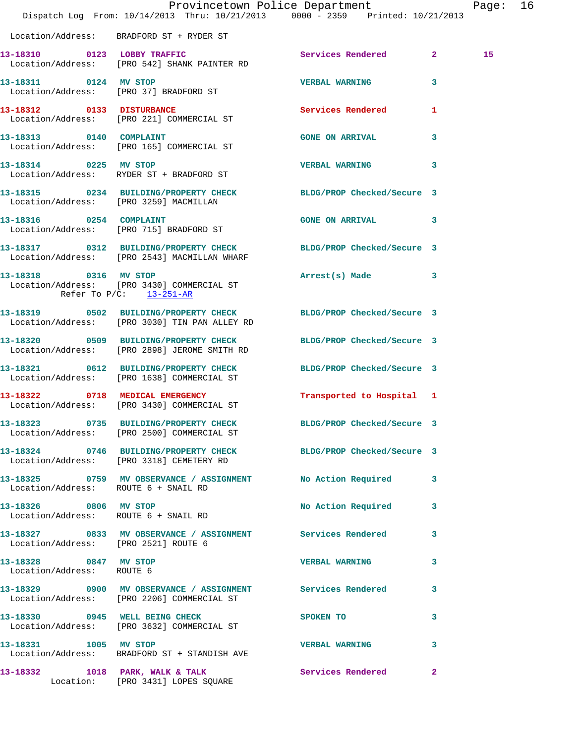Location/Address: BRADFORD ST + RYDER ST

| Call # | Time | Call Reason | Action | Priority | |
|---|---|---|---|---|---|
| 13-18310 | 0123 | LOBBY TRAFFIC | Services Rendered | 2 | 15 |
| Location/Address: [PRO 542] SHANK PAINTER RD | | | | | |
| 13-18311 | 0124 | MV STOP | VERBAL WARNING | 3 | |
| Location/Address: [PRO 37] BRADFORD ST | | | | | |
| 13-18312 | 0133 | DISTURBANCE | Services Rendered | 1 | |
| Location/Address: [PRO 221] COMMERCIAL ST | | | | | |
| 13-18313 | 0140 | COMPLAINT | GONE ON ARRIVAL | 3 | |
| Location/Address: [PRO 165] COMMERCIAL ST | | | | | |
| 13-18314 | 0225 | MV STOP | VERBAL WARNING | 3 | |
| Location/Address: RYDER ST + BRADFORD ST | | | | | |
| 13-18315 | 0234 | BUILDING/PROPERTY CHECK | BLDG/PROP Checked/Secure | 3 | |
| Location/Address: [PRO 3259] MACMILLAN | | | | | |
| 13-18316 | 0254 | COMPLAINT | GONE ON ARRIVAL | 3 | |
| Location/Address: [PRO 715] BRADFORD ST | | | | | |
| 13-18317 | 0312 | BUILDING/PROPERTY CHECK | BLDG/PROP Checked/Secure | 3 | |
| Location/Address: [PRO 2543] MACMILLAN WHARF | | | | | |
| 13-18318 | 0316 | MV STOP | Arrest(s) Made | 3 | |
| Location/Address: [PRO 3430] COMMERCIAL ST — Refer To P/C: 13-251-AR | | | | | |
| 13-18319 | 0502 | BUILDING/PROPERTY CHECK | BLDG/PROP Checked/Secure | 3 | |
| Location/Address: [PRO 3030] TIN PAN ALLEY RD | | | | | |
| 13-18320 | 0509 | BUILDING/PROPERTY CHECK | BLDG/PROP Checked/Secure | 3 | |
| Location/Address: [PRO 2898] JEROME SMITH RD | | | | | |
| 13-18321 | 0612 | BUILDING/PROPERTY CHECK | BLDG/PROP Checked/Secure | 3 | |
| Location/Address: [PRO 1638] COMMERCIAL ST | | | | | |
| 13-18322 | 0718 | MEDICAL EMERGENCY | Transported to Hospital | 1 | |
| Location/Address: [PRO 3430] COMMERCIAL ST | | | | | |
| 13-18323 | 0735 | BUILDING/PROPERTY CHECK | BLDG/PROP Checked/Secure | 3 | |
| Location/Address: [PRO 2500] COMMERCIAL ST | | | | | |
| 13-18324 | 0746 | BUILDING/PROPERTY CHECK | BLDG/PROP Checked/Secure | 3 | |
| Location/Address: [PRO 3318] CEMETERY RD | | | | | |
| 13-18325 | 0759 | MV OBSERVANCE / ASSIGNMENT | No Action Required | 3 | |
| Location/Address: ROUTE 6 + SNAIL RD | | | | | |
| 13-18326 | 0806 | MV STOP | No Action Required | 3 | |
| Location/Address: ROUTE 6 + SNAIL RD | | | | | |
| 13-18327 | 0833 | MV OBSERVANCE / ASSIGNMENT | Services Rendered | 3 | |
| Location/Address: [PRO 2521] ROUTE 6 | | | | | |
| 13-18328 | 0847 | MV STOP | VERBAL WARNING | 3 | |
| Location/Address: ROUTE 6 | | | | | |
| 13-18329 | 0900 | MV OBSERVANCE / ASSIGNMENT | Services Rendered | 3 | |
| Location/Address: [PRO 2206] COMMERCIAL ST | | | | | |
| 13-18330 | 0945 | WELL BEING CHECK | SPOKEN TO | 3 | |
| Location/Address: [PRO 3632] COMMERCIAL ST | | | | | |
| 13-18331 | 1005 | MV STOP | VERBAL WARNING | 3 | |
| Location/Address: BRADFORD ST + STANDISH AVE | | | | | |
| 13-18332 | 1018 | PARK, WALK & TALK | Services Rendered | 2 | |
| Location: [PRO 3431] LOPES SQUARE | | | | | |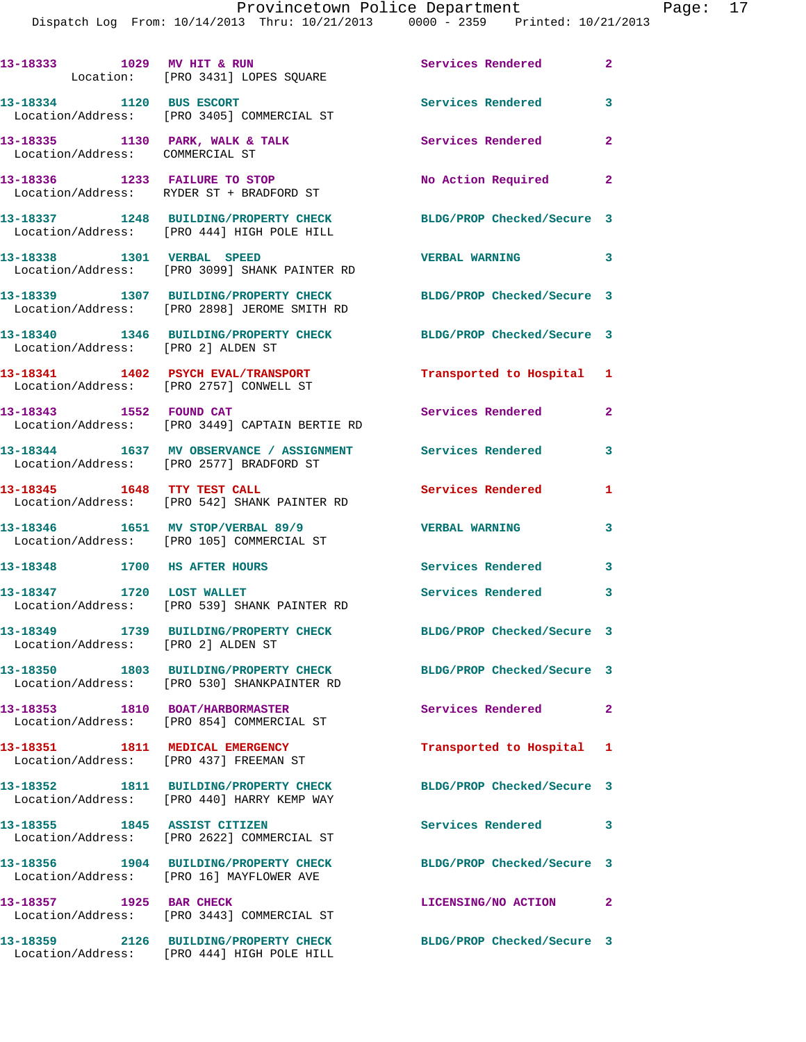```
13-18333        1029  MV HIT & RUN                      Services Rendered         2
         Location:    [PRO 3431] LOPES SQUARE

13-18334        1120  BUS ESCORT                        Services Rendered         3
  Location/Address:   [PRO 3405] COMMERCIAL ST

13-18335        1130  PARK, WALK & TALK                 Services Rendered         2
  Location/Address:   COMMERCIAL ST

13-18336        1233  FAILURE TO STOP                   No Action Required        2
  Location/Address:   RYDER ST + BRADFORD ST

13-18337        1248  BUILDING/PROPERTY CHECK           BLDG/PROP Checked/Secure  3
  Location/Address:   [PRO 444] HIGH POLE HILL

13-18338        1301  VERBAL  SPEED                     VERBAL WARNING            3
  Location/Address:   [PRO 3099] SHANK PAINTER RD

13-18339        1307  BUILDING/PROPERTY CHECK           BLDG/PROP Checked/Secure  3
  Location/Address:   [PRO 2898] JEROME SMITH RD

13-18340        1346  BUILDING/PROPERTY CHECK           BLDG/PROP Checked/Secure  3
  Location/Address:   [PRO 2] ALDEN ST

13-18341        1402  PSYCH EVAL/TRANSPORT              Transported to Hospital   1
  Location/Address:   [PRO 2757] CONWELL ST

13-18343        1552  FOUND CAT                         Services Rendered         2
  Location/Address:   [PRO 3449] CAPTAIN BERTIE RD

13-18344        1637  MV OBSERVANCE / ASSIGNMENT        Services Rendered         3
  Location/Address:   [PRO 2577] BRADFORD ST

13-18345        1648  TTY TEST CALL                     Services Rendered         1
  Location/Address:   [PRO 542] SHANK PAINTER RD

13-18346        1651  MV STOP/VERBAL 89/9               VERBAL WARNING            3
  Location/Address:   [PRO 105] COMMERCIAL ST

13-18348        1700  HS AFTER HOURS                    Services Rendered         3

13-18347        1720  LOST WALLET                       Services Rendered         3
  Location/Address:   [PRO 539] SHANK PAINTER RD

13-18349        1739  BUILDING/PROPERTY CHECK           BLDG/PROP Checked/Secure  3
  Location/Address:   [PRO 2] ALDEN ST

13-18350        1803  BUILDING/PROPERTY CHECK           BLDG/PROP Checked/Secure  3
  Location/Address:   [PRO 530] SHANKPAINTER RD

13-18353        1810  BOAT/HARBORMASTER                 Services Rendered         2
  Location/Address:   [PRO 854] COMMERCIAL ST

13-18351        1811  MEDICAL EMERGENCY                 Transported to Hospital   1
  Location/Address:   [PRO 437] FREEMAN ST

13-18352        1811  BUILDING/PROPERTY CHECK           BLDG/PROP Checked/Secure  3
  Location/Address:   [PRO 440] HARRY KEMP WAY

13-18355        1845  ASSIST CITIZEN                    Services Rendered         3
  Location/Address:   [PRO 2622] COMMERCIAL ST

13-18356        1904  BUILDING/PROPERTY CHECK           BLDG/PROP Checked/Secure  3
  Location/Address:   [PRO 16] MAYFLOWER AVE

13-18357        1925  BAR CHECK                         LICENSING/NO ACTION       2
  Location/Address:   [PRO 3443] COMMERCIAL ST

13-18359        2126  BUILDING/PROPERTY CHECK           BLDG/PROP Checked/Secure  3
  Location/Address:   [PRO 444] HIGH POLE HILL
```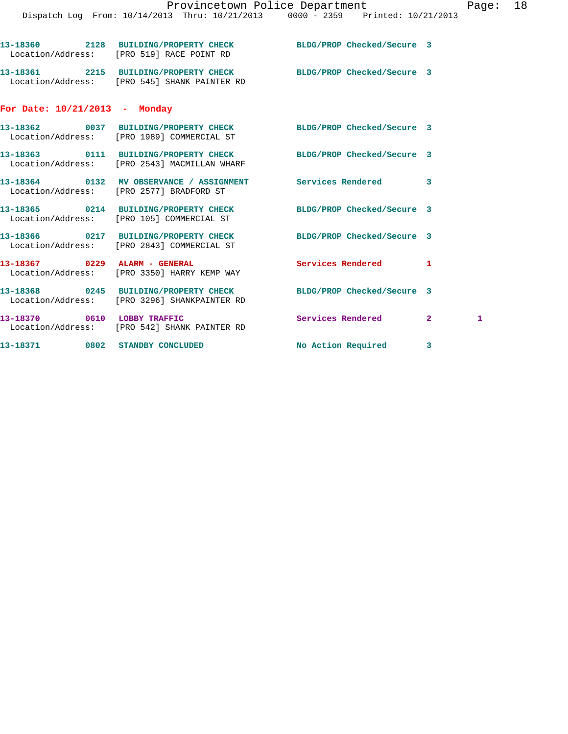13-18360 2128 BUILDING/PROPERTY CHECK BLDG/PROP Checked/Secure 3
Location/Address: [PRO 519] RACE POINT RD

13-18361 2215 BUILDING/PROPERTY CHECK BLDG/PROP Checked/Secure 3
Location/Address: [PRO 545] SHANK PAINTER RD

**For Date: 10/21/2013 - Monday**

13-18362 0037 BUILDING/PROPERTY CHECK BLDG/PROP Checked/Secure 3
Location/Address: [PRO 1989] COMMERCIAL ST

13-18363 0111 BUILDING/PROPERTY CHECK BLDG/PROP Checked/Secure 3
Location/Address: [PRO 2543] MACMILLAN WHARF

13-18364 0132 MV OBSERVANCE / ASSIGNMENT Services Rendered 3
Location/Address: [PRO 2577] BRADFORD ST

13-18365 0214 BUILDING/PROPERTY CHECK BLDG/PROP Checked/Secure 3
Location/Address: [PRO 105] COMMERCIAL ST

13-18366 0217 BUILDING/PROPERTY CHECK BLDG/PROP Checked/Secure 3
Location/Address: [PRO 2843] COMMERCIAL ST

13-18367 0229 ALARM - GENERAL Services Rendered 1
Location/Address: [PRO 3350] HARRY KEMP WAY

13-18368 0245 BUILDING/PROPERTY CHECK BLDG/PROP Checked/Secure 3
Location/Address: [PRO 3296] SHANKPAINTER RD

13-18370 0610 LOBBY TRAFFIC Services Rendered 2 1
Location/Address: [PRO 542] SHANK PAINTER RD

13-18371 0802 STANDBY CONCLUDED No Action Required 3